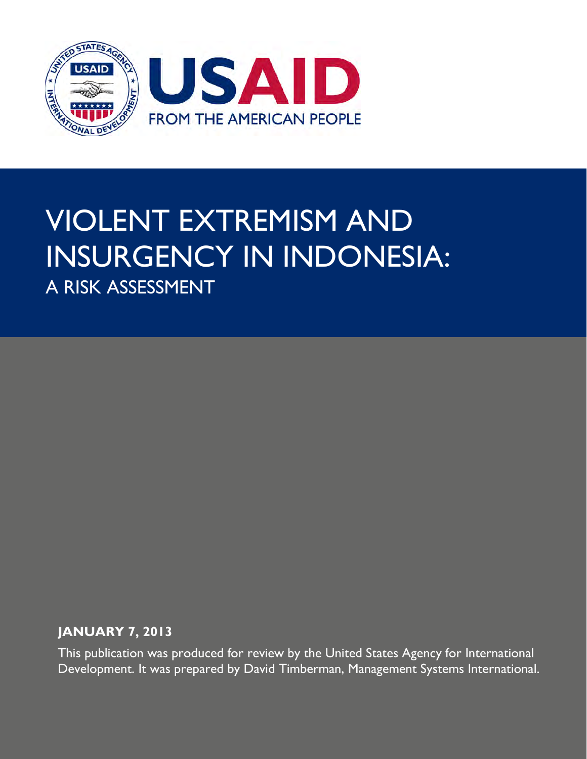USAID

FROM THE AMERICAN PEOPLE

# VIOLENT EXTREMISM AND INSURGENCY IN INDONESIA:

## A RISK ASSESSMENT

**JANUARY 7, 2013**

This publication was produced for review by the United States Agency for International Development. It was prepared by David Timberman, Management Systems International.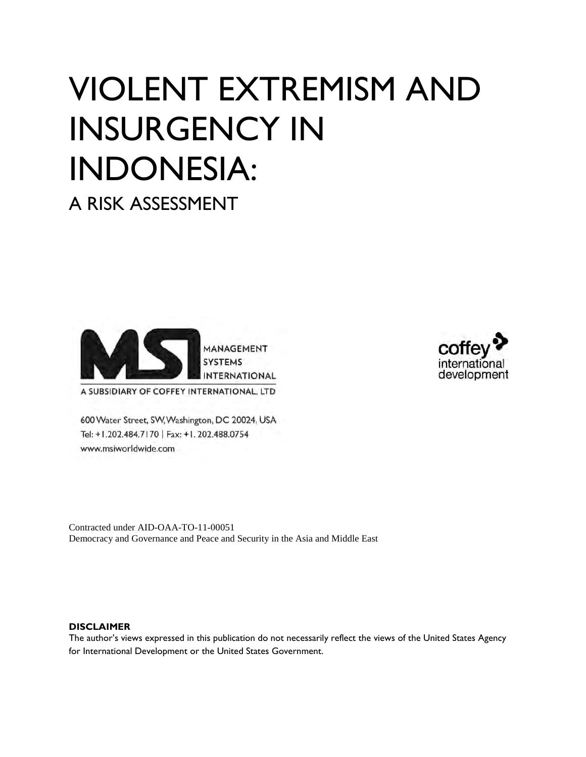# VIOLENT EXTREMISM AND INSURGENCY IN INDONESIA:

## A RISK ASSESSMENT

MANAGEMENT SYSTEMS INTERNATIONAL

A SUBSIDIARY OF COFFEY INTERNATIONAL, LTD

600 Water Street, SW, Washington, DC 20024, USA
Tel: +1.202.484.7170 | Fax: +1. 202.488.0754
www.msiworldwide.com

coffey international development

Contracted under AID-OAA-TO-11-00051
Democracy and Governance and Peace and Security in the Asia and Middle East

**DISCLAIMER**
The author's views expressed in this publication do not necessarily reflect the views of the United States Agency for International Development or the United States Government.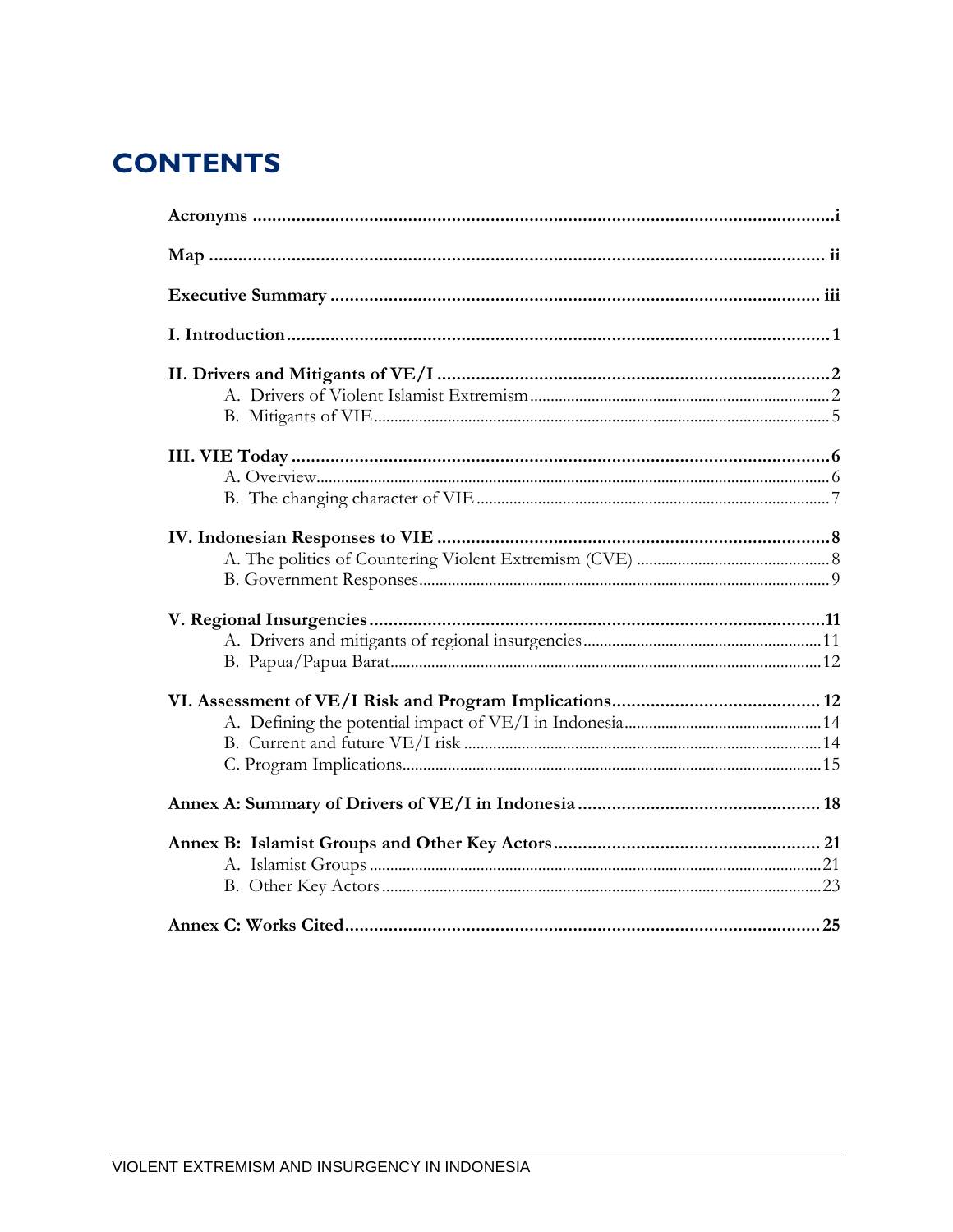# CONTENTS

**Acronyms** .......... i

**Map** .......... ii

**Executive Summary** .......... iii

**I. Introduction** .......... 1

**II. Drivers and Mitigants of VE/I** .......... 2
- A. Drivers of Violent Islamist Extremism .......... 2
- B. Mitigants of VIE .......... 5

**III. VIE Today** .......... 6
- A. Overview .......... 6
- B. The changing character of VIE .......... 7

**IV. Indonesian Responses to VIE** .......... 8
- A. The politics of Countering Violent Extremism (CVE) .......... 8
- B. Government Responses .......... 9

**V. Regional Insurgencies** .......... 11
- A. Drivers and mitigants of regional insurgencies .......... 11
- B. Papua/Papua Barat .......... 12

**VI. Assessment of VE/I Risk and Program Implications** .......... 12
- A. Defining the potential impact of VE/I in Indonesia .......... 14
- B. Current and future VE/I risk .......... 14
- C. Program Implications .......... 15

**Annex A: Summary of Drivers of VE/I in Indonesia** .......... 18

**Annex B: Islamist Groups and Other Key Actors** .......... 21
- A. Islamist Groups .......... 21
- B. Other Key Actors .......... 23

**Annex C: Works Cited** .......... 25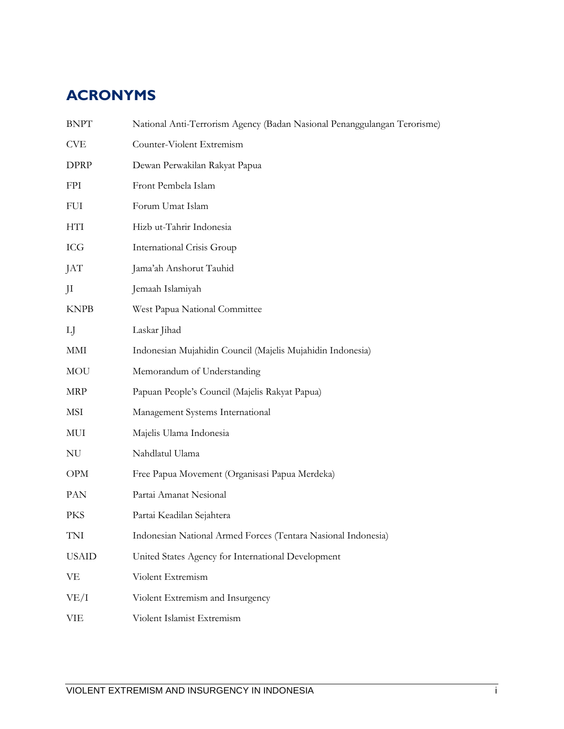## ACRONYMS

| | |
|---|---|
| BNPT | National Anti-Terrorism Agency (Badan Nasional Penanggulangan Terorisme) |
| CVE | Counter-Violent Extremism |
| DPRP | Dewan Perwakilan Rakyat Papua |
| FPI | Front Pembela Islam |
| FUI | Forum Umat Islam |
| HTI | Hizb ut-Tahrir Indonesia |
| ICG | International Crisis Group |
| JAT | Jama'ah Anshorut Tauhid |
| JI | Jemaah Islamiyah |
| KNPB | West Papua National Committee |
| LJ | Laskar Jihad |
| MMI | Indonesian Mujahidin Council (Majelis Mujahidin Indonesia) |
| MOU | Memorandum of Understanding |
| MRP | Papuan People's Council (Majelis Rakyat Papua) |
| MSI | Management Systems International |
| MUI | Majelis Ulama Indonesia |
| NU | Nahdlatul Ulama |
| OPM | Free Papua Movement (Organisasi Papua Merdeka) |
| PAN | Partai Amanat Nesional |
| PKS | Partai Keadilan Sejahtera |
| TNI | Indonesian National Armed Forces (Tentara Nasional Indonesia) |
| USAID | United States Agency for International Development |
| VE | Violent Extremism |
| VE/I | Violent Extremism and Insurgency |
| VIE | Violent Islamist Extremism |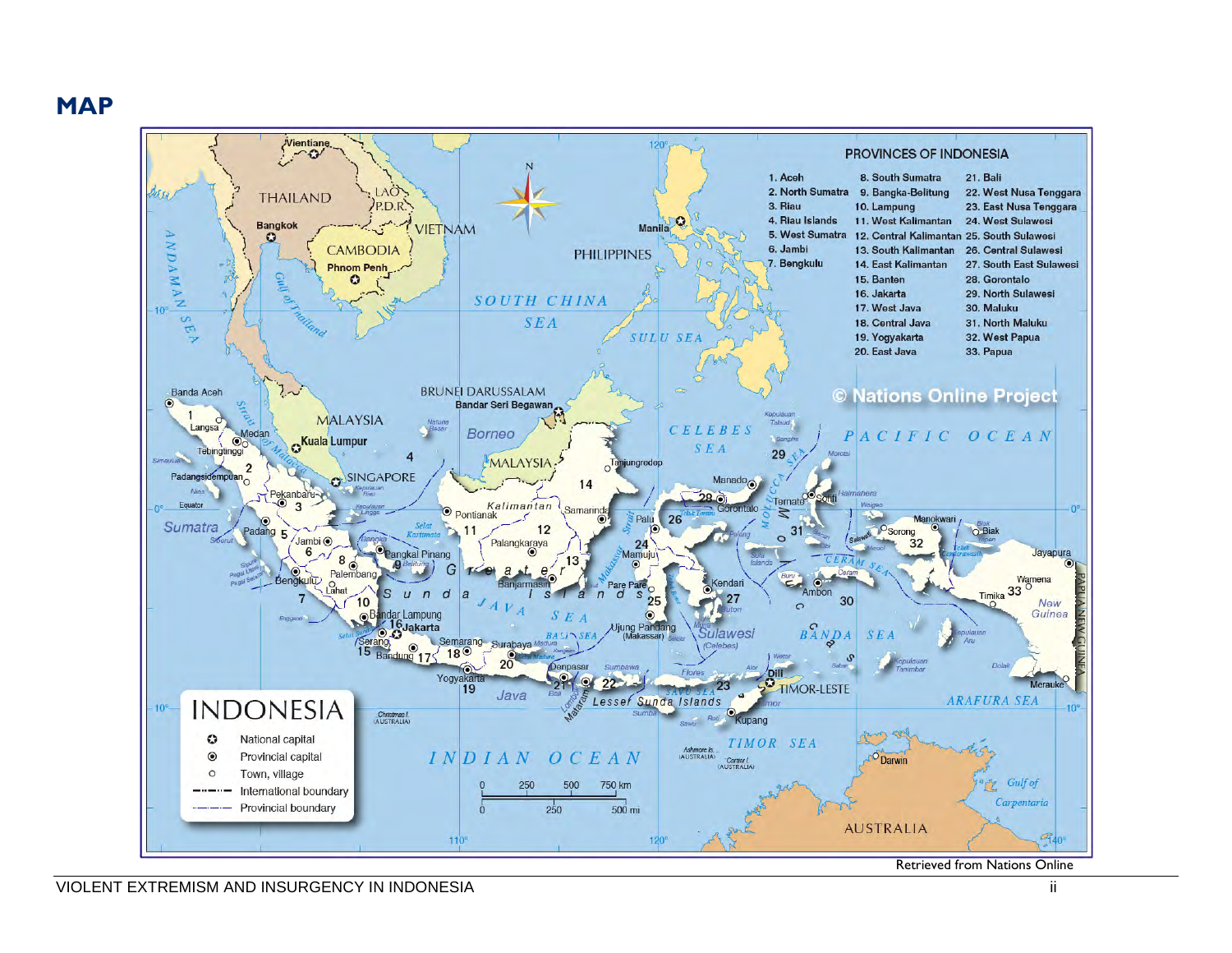# MAP

PROVINCES OF INDONESIA

1. Aceh
2. North Sumatra
3. Riau
4. Riau Islands
5. West Sumatra
6. Jambi
7. Bengkulu
8. South Sumatra
9. Bangka-Belitung
10. Lampung
11. West Kalimantan
12. Central Kalimantan
13. South Kalimantan
14. East Kalimantan
15. Banten
16. Jakarta
17. West Java
18. Central Java
19. Yogyakarta
20. East Java
21. Bali
22. West Nusa Tenggara
23. East Nusa Tenggara
24. West Sulawesi
25. South Sulawesi
26. Central Sulawesi
27. South East Sulawesi
28. Gorontalo
29. North Sulawesi
30. Maluku
31. North Maluku
32. West Papua
33. Papua

INDONESIA

- National capital
- Provincial capital
- Town, village
- International boundary
- Provincial boundary

© Nations Online Project

Retrieved from Nations Online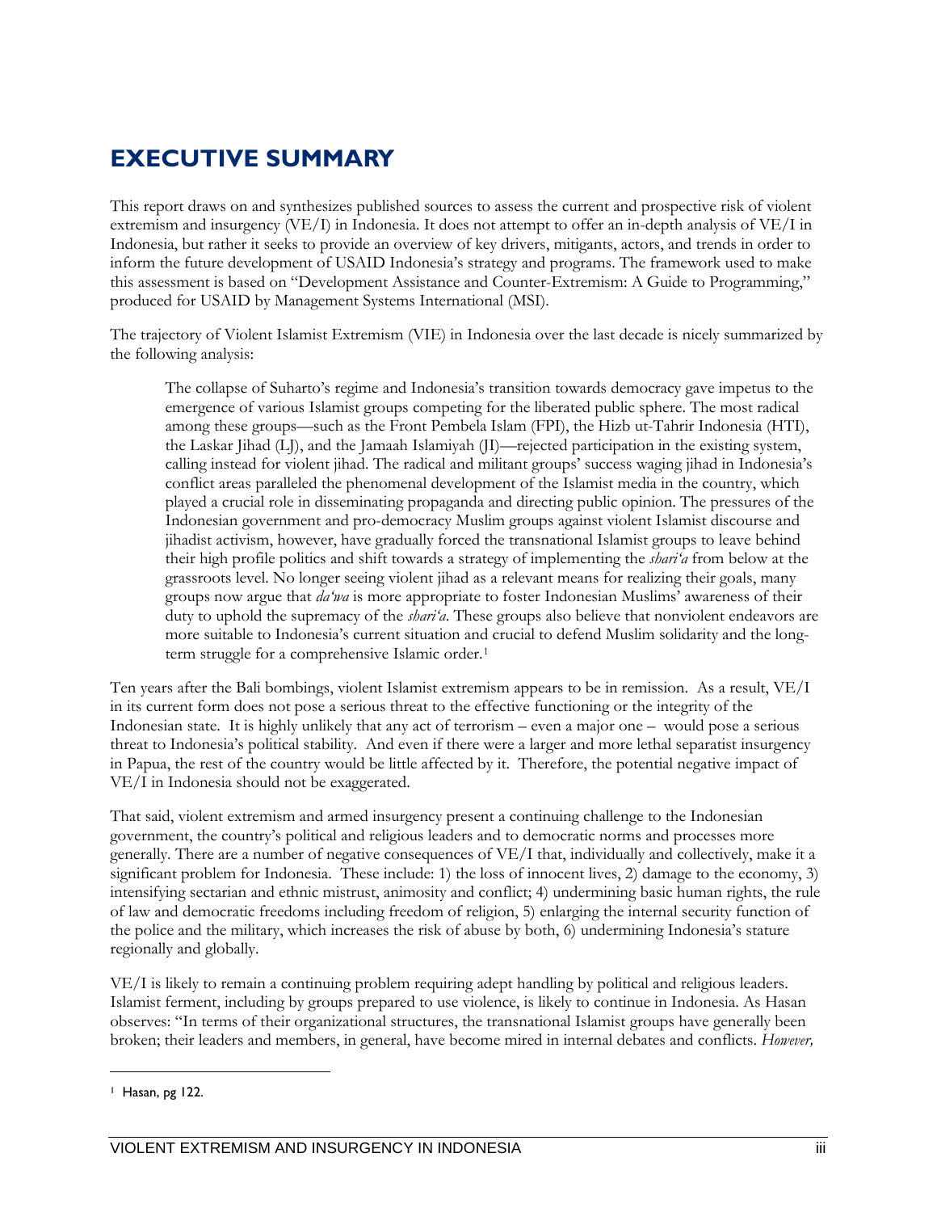# EXECUTIVE SUMMARY

This report draws on and synthesizes published sources to assess the current and prospective risk of violent extremism and insurgency (VE/I) in Indonesia. It does not attempt to offer an in-depth analysis of VE/I in Indonesia, but rather it seeks to provide an overview of key drivers, mitigants, actors, and trends in order to inform the future development of USAID Indonesia's strategy and programs. The framework used to make this assessment is based on "Development Assistance and Counter-Extremism: A Guide to Programming," produced for USAID by Management Systems International (MSI).

The trajectory of Violent Islamist Extremism (VIE) in Indonesia over the last decade is nicely summarized by the following analysis:

> The collapse of Suharto's regime and Indonesia's transition towards democracy gave impetus to the emergence of various Islamist groups competing for the liberated public sphere. The most radical among these groups—such as the Front Pembela Islam (FPI), the Hizb ut-Tahrir Indonesia (HTI), the Laskar Jihad (LJ), and the Jamaah Islamiyah (JI)—rejected participation in the existing system, calling instead for violent jihad. The radical and militant groups' success waging jihad in Indonesia's conflict areas paralleled the phenomenal development of the Islamist media in the country, which played a crucial role in disseminating propaganda and directing public opinion. The pressures of the Indonesian government and pro-democracy Muslim groups against violent Islamist discourse and jihadist activism, however, have gradually forced the transnational Islamist groups to leave behind their high profile politics and shift towards a strategy of implementing the *shari'a* from below at the grassroots level. No longer seeing violent jihad as a relevant means for realizing their goals, many groups now argue that *da'wa* is more appropriate to foster Indonesian Muslims' awareness of their duty to uphold the supremacy of the *shari'a*. These groups also believe that nonviolent endeavors are more suitable to Indonesia's current situation and crucial to defend Muslim solidarity and the long-term struggle for a comprehensive Islamic order.[1]

Ten years after the Bali bombings, violent Islamist extremism appears to be in remission. As a result, VE/I in its current form does not pose a serious threat to the effective functioning or the integrity of the Indonesian state. It is highly unlikely that any act of terrorism – even a major one – would pose a serious threat to Indonesia's political stability. And even if there were a larger and more lethal separatist insurgency in Papua, the rest of the country would be little affected by it. Therefore, the potential negative impact of VE/I in Indonesia should not be exaggerated.

That said, violent extremism and armed insurgency present a continuing challenge to the Indonesian government, the country's political and religious leaders and to democratic norms and processes more generally. There are a number of negative consequences of VE/I that, individually and collectively, make it a significant problem for Indonesia. These include: 1) the loss of innocent lives, 2) damage to the economy, 3) intensifying sectarian and ethnic mistrust, animosity and conflict; 4) undermining basic human rights, the rule of law and democratic freedoms including freedom of religion, 5) enlarging the internal security function of the police and the military, which increases the risk of abuse by both, 6) undermining Indonesia's stature regionally and globally.

VE/I is likely to remain a continuing problem requiring adept handling by political and religious leaders. Islamist ferment, including by groups prepared to use violence, is likely to continue in Indonesia. As Hasan observes: "In terms of their organizational structures, the transnational Islamist groups have generally been broken; their leaders and members, in general, have become mired in internal debates and conflicts. *However,*

[1] Hasan, pg 122.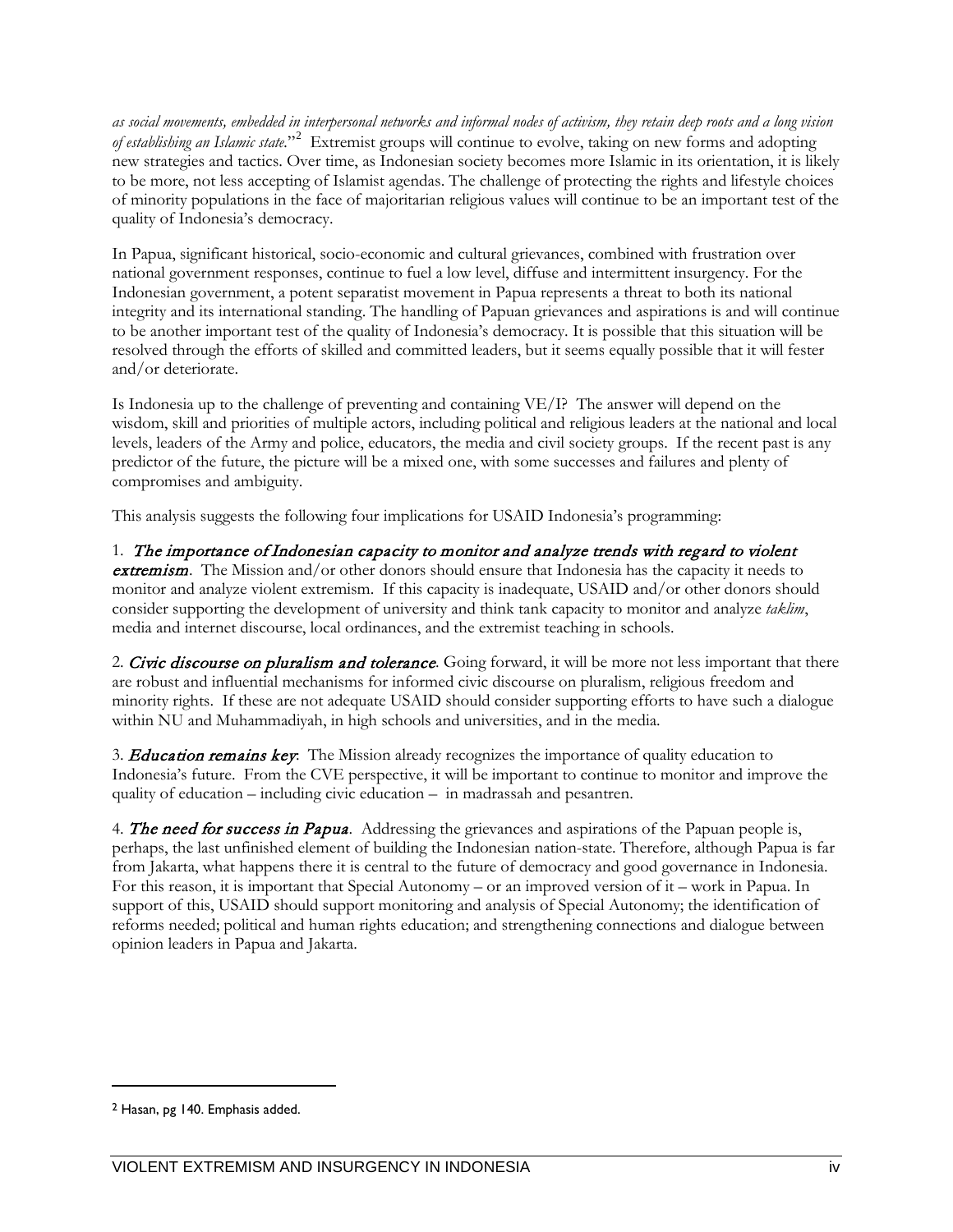*as social movements, embedded in interpersonal networks and informal nodes of activism, they retain deep roots and a long vision of establishing an Islamic state*."[2] Extremist groups will continue to evolve, taking on new forms and adopting new strategies and tactics. Over time, as Indonesian society becomes more Islamic in its orientation, it is likely to be more, not less accepting of Islamist agendas. The challenge of protecting the rights and lifestyle choices of minority populations in the face of majoritarian religious values will continue to be an important test of the quality of Indonesia's democracy.

In Papua, significant historical, socio-economic and cultural grievances, combined with frustration over national government responses, continue to fuel a low level, diffuse and intermittent insurgency. For the Indonesian government, a potent separatist movement in Papua represents a threat to both its national integrity and its international standing. The handling of Papuan grievances and aspirations is and will continue to be another important test of the quality of Indonesia's democracy. It is possible that this situation will be resolved through the efforts of skilled and committed leaders, but it seems equally possible that it will fester and/or deteriorate.

Is Indonesia up to the challenge of preventing and containing VE/I? The answer will depend on the wisdom, skill and priorities of multiple actors, including political and religious leaders at the national and local levels, leaders of the Army and police, educators, the media and civil society groups. If the recent past is any predictor of the future, the picture will be a mixed one, with some successes and failures and plenty of compromises and ambiguity.

This analysis suggests the following four implications for USAID Indonesia's programming:

1. ***The importance of Indonesian capacity to monitor and analyze trends with regard to violent extremism***. The Mission and/or other donors should ensure that Indonesia has the capacity it needs to monitor and analyze violent extremism. If this capacity is inadequate, USAID and/or other donors should consider supporting the development of university and think tank capacity to monitor and analyze *taklim*, media and internet discourse, local ordinances, and the extremist teaching in schools.

2. ***Civic discourse on pluralism and tolerance***. Going forward, it will be more not less important that there are robust and influential mechanisms for informed civic discourse on pluralism, religious freedom and minority rights. If these are not adequate USAID should consider supporting efforts to have such a dialogue within NU and Muhammadiyah, in high schools and universities, and in the media.

3. ***Education remains key***: The Mission already recognizes the importance of quality education to Indonesia's future. From the CVE perspective, it will be important to continue to monitor and improve the quality of education – including civic education – in madrassah and pesantren.

4. ***The need for success in Papua***. Addressing the grievances and aspirations of the Papuan people is, perhaps, the last unfinished element of building the Indonesian nation-state. Therefore, although Papua is far from Jakarta, what happens there it is central to the future of democracy and good governance in Indonesia. For this reason, it is important that Special Autonomy – or an improved version of it – work in Papua. In support of this, USAID should support monitoring and analysis of Special Autonomy; the identification of reforms needed; political and human rights education; and strengthening connections and dialogue between opinion leaders in Papua and Jakarta.

---

[2] Hasan, pg 140. Emphasis added.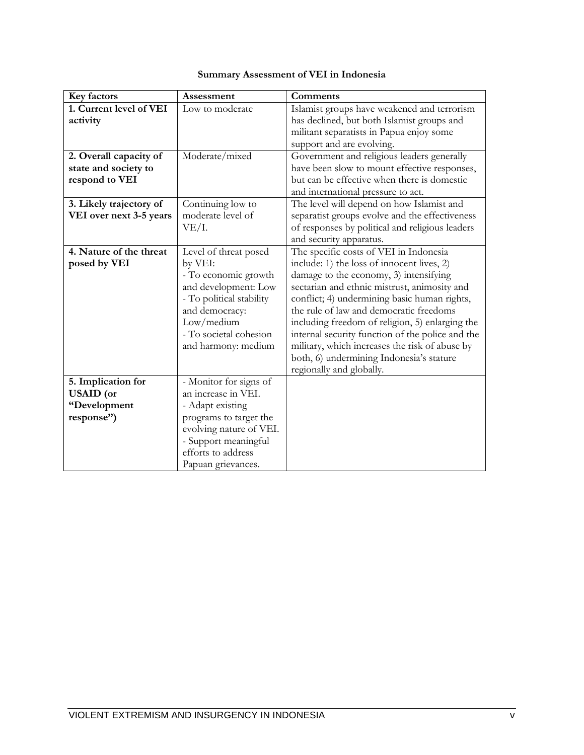**Summary Assessment of VEI in Indonesia**

| Key factors | Assessment | Comments |
|---|---|---|
| **1. Current level of VEI activity** | Low to moderate | Islamist groups have weakened and terrorism has declined, but both Islamist groups and militant separatists in Papua enjoy some support and are evolving. |
| **2. Overall capacity of state and society to respond to VEI** | Moderate/mixed | Government and religious leaders generally have been slow to mount effective responses, but can be effective when there is domestic and international pressure to act. |
| **3. Likely trajectory of VEI over next 3-5 years** | Continuing low to moderate level of VE/I. | The level will depend on how Islamist and separatist groups evolve and the effectiveness of responses by political and religious leaders and security apparatus. |
| **4. Nature of the threat posed by VEI** | Level of threat posed by VEI:<br>- To economic growth and development: Low<br>- To political stability and democracy: Low/medium<br>- To societal cohesion and harmony: medium | The specific costs of VEI in Indonesia include: 1) the loss of innocent lives, 2) damage to the economy, 3) intensifying sectarian and ethnic mistrust, animosity and conflict; 4) undermining basic human rights, the rule of law and democratic freedoms including freedom of religion, 5) enlarging the internal security function of the police and the military, which increases the risk of abuse by both, 6) undermining Indonesia's stature regionally and globally. |
| **5. Implication for USAID (or "Development response")** | - Monitor for signs of an increase in VEI.<br>- Adapt existing programs to target the evolving nature of VEI.<br>- Support meaningful efforts to address Papuan grievances. | |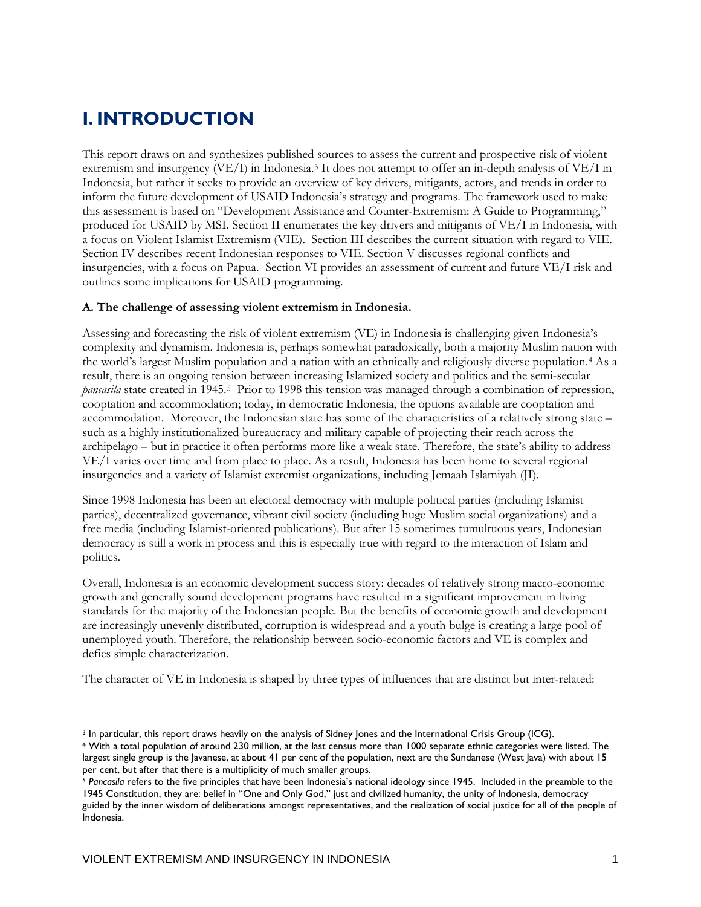# I. INTRODUCTION

This report draws on and synthesizes published sources to assess the current and prospective risk of violent extremism and insurgency (VE/I) in Indonesia.[3] It does not attempt to offer an in-depth analysis of VE/I in Indonesia, but rather it seeks to provide an overview of key drivers, mitigants, actors, and trends in order to inform the future development of USAID Indonesia's strategy and programs. The framework used to make this assessment is based on "Development Assistance and Counter-Extremism: A Guide to Programming," produced for USAID by MSI. Section II enumerates the key drivers and mitigants of VE/I in Indonesia, with a focus on Violent Islamist Extremism (VIE). Section III describes the current situation with regard to VIE. Section IV describes recent Indonesian responses to VIE. Section V discusses regional conflicts and insurgencies, with a focus on Papua. Section VI provides an assessment of current and future VE/I risk and outlines some implications for USAID programming.

**A. The challenge of assessing violent extremism in Indonesia.**

Assessing and forecasting the risk of violent extremism (VE) in Indonesia is challenging given Indonesia's complexity and dynamism. Indonesia is, perhaps somewhat paradoxically, both a majority Muslim nation with the world's largest Muslim population and a nation with an ethnically and religiously diverse population.[4] As a result, there is an ongoing tension between increasing Islamized society and politics and the semi-secular *pancasila* state created in 1945.[5] Prior to 1998 this tension was managed through a combination of repression, cooptation and accommodation; today, in democratic Indonesia, the options available are cooptation and accommodation. Moreover, the Indonesian state has some of the characteristics of a relatively strong state – such as a highly institutionalized bureaucracy and military capable of projecting their reach across the archipelago – but in practice it often performs more like a weak state. Therefore, the state's ability to address VE/I varies over time and from place to place. As a result, Indonesia has been home to several regional insurgencies and a variety of Islamist extremist organizations, including Jemaah Islamiyah (JI).

Since 1998 Indonesia has been an electoral democracy with multiple political parties (including Islamist parties), decentralized governance, vibrant civil society (including huge Muslim social organizations) and a free media (including Islamist-oriented publications). But after 15 sometimes tumultuous years, Indonesian democracy is still a work in process and this is especially true with regard to the interaction of Islam and politics.

Overall, Indonesia is an economic development success story: decades of relatively strong macro-economic growth and generally sound development programs have resulted in a significant improvement in living standards for the majority of the Indonesian people. But the benefits of economic growth and development are increasingly unevenly distributed, corruption is widespread and a youth bulge is creating a large pool of unemployed youth. Therefore, the relationship between socio-economic factors and VE is complex and defies simple characterization.

The character of VE in Indonesia is shaped by three types of influences that are distinct but inter-related:

---

[3] In particular, this report draws heavily on the analysis of Sidney Jones and the International Crisis Group (ICG).

[4] With a total population of around 230 million, at the last census more than 1000 separate ethnic categories were listed. The largest single group is the Javanese, at about 41 per cent of the population, next are the Sundanese (West Java) with about 15 per cent, but after that there is a multiplicity of much smaller groups.

[5] *Pancasila* refers to the five principles that have been Indonesia's national ideology since 1945. Included in the preamble to the 1945 Constitution, they are: belief in "One and Only God," just and civilized humanity, the unity of Indonesia, democracy guided by the inner wisdom of deliberations amongst representatives, and the realization of social justice for all of the people of Indonesia.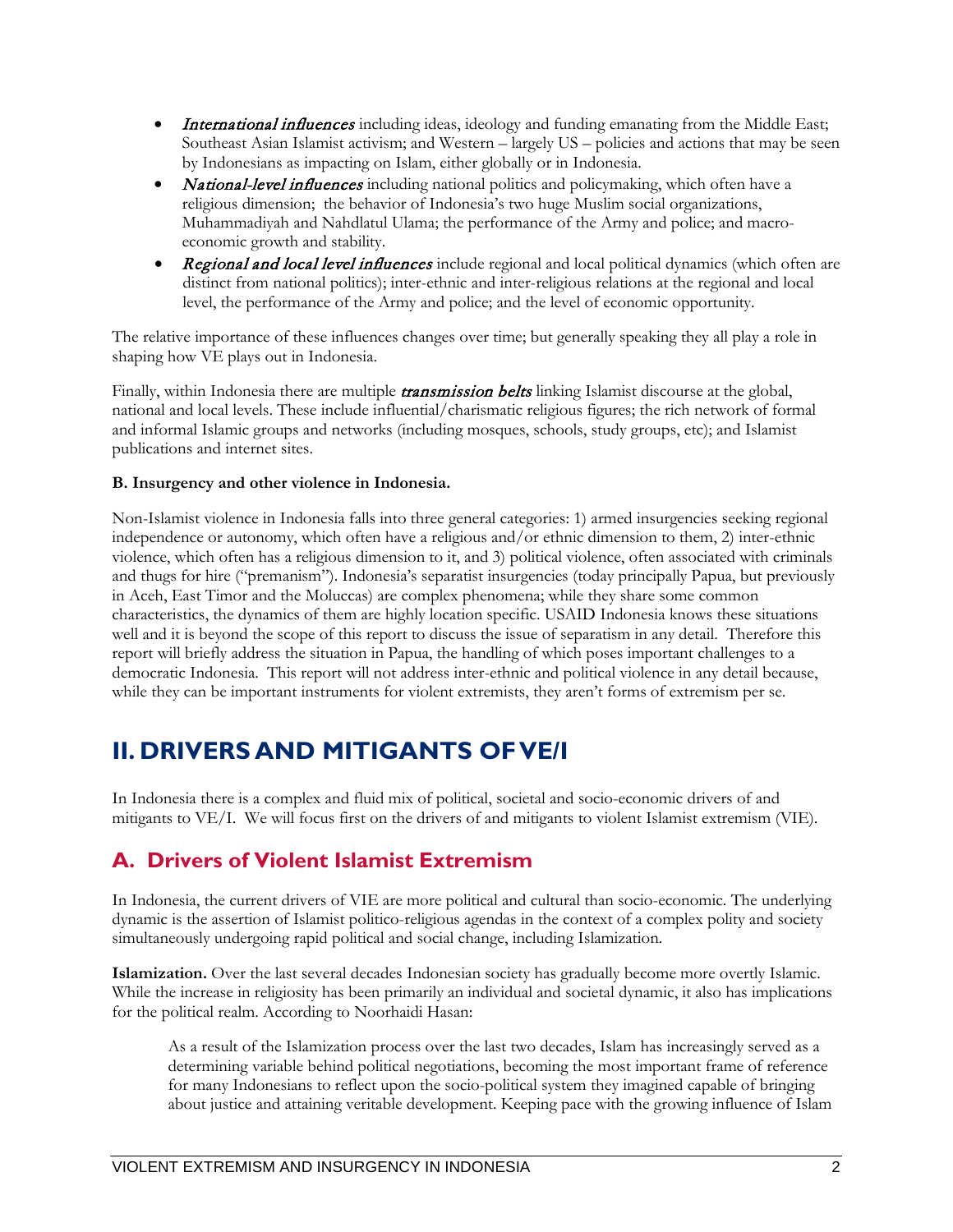- ***International influences*** including ideas, ideology and funding emanating from the Middle East; Southeast Asian Islamist activism; and Western – largely US – policies and actions that may be seen by Indonesians as impacting on Islam, either globally or in Indonesia.
- ***National-level influences*** including national politics and policymaking, which often have a religious dimension; the behavior of Indonesia's two huge Muslim social organizations, Muhammadiyah and Nahdlatul Ulama; the performance of the Army and police; and macro-economic growth and stability.
- ***Regional and local level influences*** include regional and local political dynamics (which often are distinct from national politics); inter-ethnic and inter-religious relations at the regional and local level, the performance of the Army and police; and the level of economic opportunity.

The relative importance of these influences changes over time; but generally speaking they all play a role in shaping how VE plays out in Indonesia.

Finally, within Indonesia there are multiple ***transmission belts*** linking Islamist discourse at the global, national and local levels. These include influential/charismatic religious figures; the rich network of formal and informal Islamic groups and networks (including mosques, schools, study groups, etc); and Islamist publications and internet sites.

**B. Insurgency and other violence in Indonesia.**

Non-Islamist violence in Indonesia falls into three general categories: 1) armed insurgencies seeking regional independence or autonomy, which often have a religious and/or ethnic dimension to them, 2) inter-ethnic violence, which often has a religious dimension to it, and 3) political violence, often associated with criminals and thugs for hire ("premanism"). Indonesia's separatist insurgencies (today principally Papua, but previously in Aceh, East Timor and the Moluccas) are complex phenomena; while they share some common characteristics, the dynamics of them are highly location specific. USAID Indonesia knows these situations well and it is beyond the scope of this report to discuss the issue of separatism in any detail. Therefore this report will briefly address the situation in Papua, the handling of which poses important challenges to a democratic Indonesia. This report will not address inter-ethnic and political violence in any detail because, while they can be important instruments for violent extremists, they aren't forms of extremism per se.

# II. DRIVERS AND MITIGANTS OF VE/I

In Indonesia there is a complex and fluid mix of political, societal and socio-economic drivers of and mitigants to VE/I. We will focus first on the drivers of and mitigants to violent Islamist extremism (VIE).

## A. Drivers of Violent Islamist Extremism

In Indonesia, the current drivers of VIE are more political and cultural than socio-economic. The underlying dynamic is the assertion of Islamist politico-religious agendas in the context of a complex polity and society simultaneously undergoing rapid political and social change, including Islamization.

**Islamization.** Over the last several decades Indonesian society has gradually become more overtly Islamic. While the increase in religiosity has been primarily an individual and societal dynamic, it also has implications for the political realm. According to Noorhaidi Hasan:

> As a result of the Islamization process over the last two decades, Islam has increasingly served as a determining variable behind political negotiations, becoming the most important frame of reference for many Indonesians to reflect upon the socio-political system they imagined capable of bringing about justice and attaining veritable development. Keeping pace with the growing influence of Islam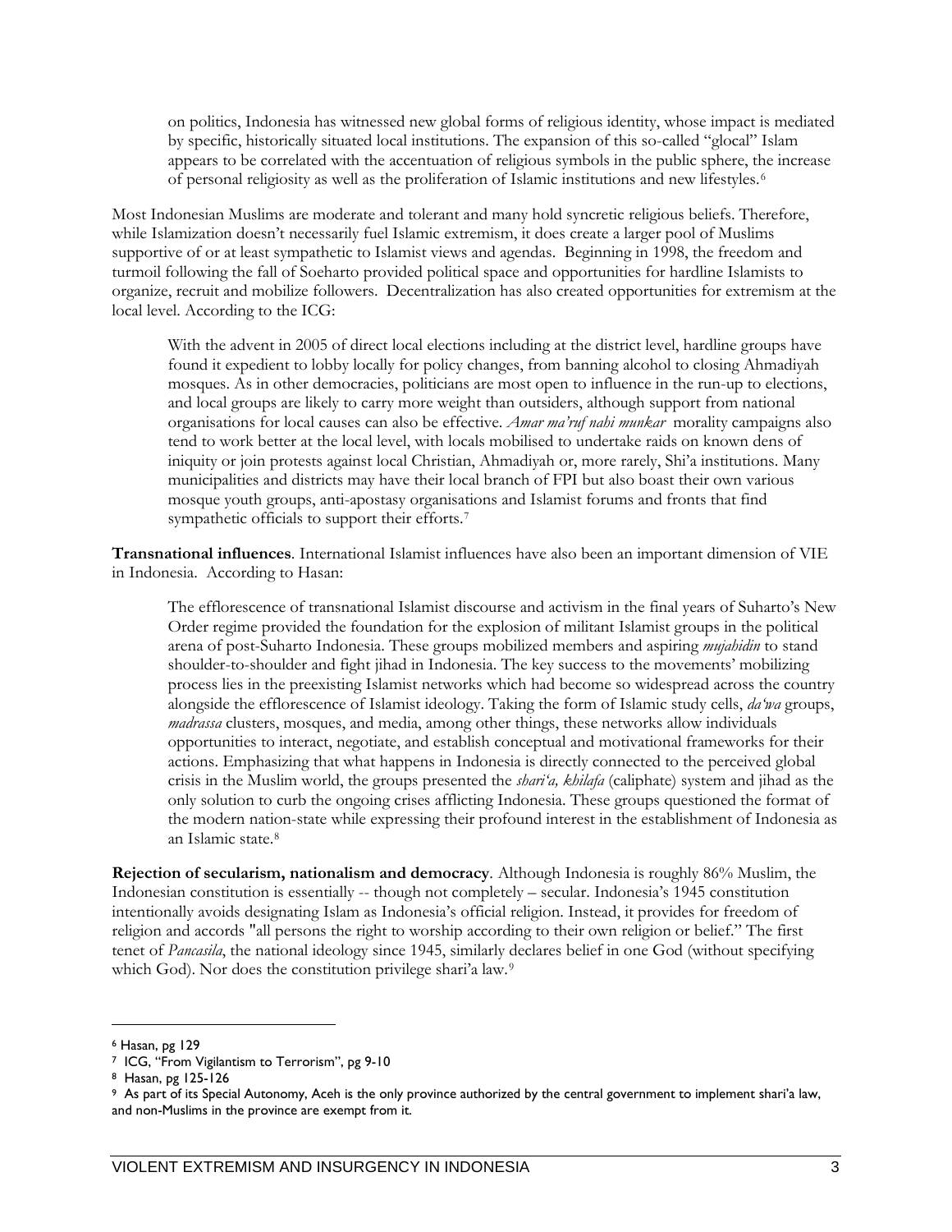> on politics, Indonesia has witnessed new global forms of religious identity, whose impact is mediated by specific, historically situated local institutions. The expansion of this so-called "glocal" Islam appears to be correlated with the accentuation of religious symbols in the public sphere, the increase of personal religiosity as well as the proliferation of Islamic institutions and new lifestyles.[6]

Most Indonesian Muslims are moderate and tolerant and many hold syncretic religious beliefs. Therefore, while Islamization doesn't necessarily fuel Islamic extremism, it does create a larger pool of Muslims supportive of or at least sympathetic to Islamist views and agendas. Beginning in 1998, the freedom and turmoil following the fall of Soeharto provided political space and opportunities for hardline Islamists to organize, recruit and mobilize followers. Decentralization has also created opportunities for extremism at the local level. According to the ICG:

> With the advent in 2005 of direct local elections including at the district level, hardline groups have found it expedient to lobby locally for policy changes, from banning alcohol to closing Ahmadiyah mosques. As in other democracies, politicians are most open to influence in the run-up to elections, and local groups are likely to carry more weight than outsiders, although support from national organisations for local causes can also be effective. *Amar ma'ruf nahi munkar* morality campaigns also tend to work better at the local level, with locals mobilised to undertake raids on known dens of iniquity or join protests against local Christian, Ahmadiyah or, more rarely, Shi'a institutions. Many municipalities and districts may have their local branch of FPI but also boast their own various mosque youth groups, anti-apostasy organisations and Islamist forums and fronts that find sympathetic officials to support their efforts.[7]

**Transnational influences**. International Islamist influences have also been an important dimension of VIE in Indonesia. According to Hasan:

> The efflorescence of transnational Islamist discourse and activism in the final years of Suharto's New Order regime provided the foundation for the explosion of militant Islamist groups in the political arena of post-Suharto Indonesia. These groups mobilized members and aspiring *mujahidin* to stand shoulder-to-shoulder and fight jihad in Indonesia. The key success to the movements' mobilizing process lies in the preexisting Islamist networks which had become so widespread across the country alongside the efflorescence of Islamist ideology. Taking the form of Islamic study cells, *da'wa* groups, *madrassa* clusters, mosques, and media, among other things, these networks allow individuals opportunities to interact, negotiate, and establish conceptual and motivational frameworks for their actions. Emphasizing that what happens in Indonesia is directly connected to the perceived global crisis in the Muslim world, the groups presented the *shari'a, khilafa* (caliphate) system and jihad as the only solution to curb the ongoing crises afflicting Indonesia. These groups questioned the format of the modern nation-state while expressing their profound interest in the establishment of Indonesia as an Islamic state.[8]

**Rejection of secularism, nationalism and democracy**. Although Indonesia is roughly 86% Muslim, the Indonesian constitution is essentially -- though not completely – secular. Indonesia's 1945 constitution intentionally avoids designating Islam as Indonesia's official religion. Instead, it provides for freedom of religion and accords "all persons the right to worship according to their own religion or belief." The first tenet of *Pancasila*, the national ideology since 1945, similarly declares belief in one God (without specifying which God). Nor does the constitution privilege shari'a law.[9]

---

[6] Hasan, pg 129

[7] ICG, "From Vigilantism to Terrorism", pg 9-10

[8] Hasan, pg 125-126

[9] As part of its Special Autonomy, Aceh is the only province authorized by the central government to implement shari'a law, and non-Muslims in the province are exempt from it.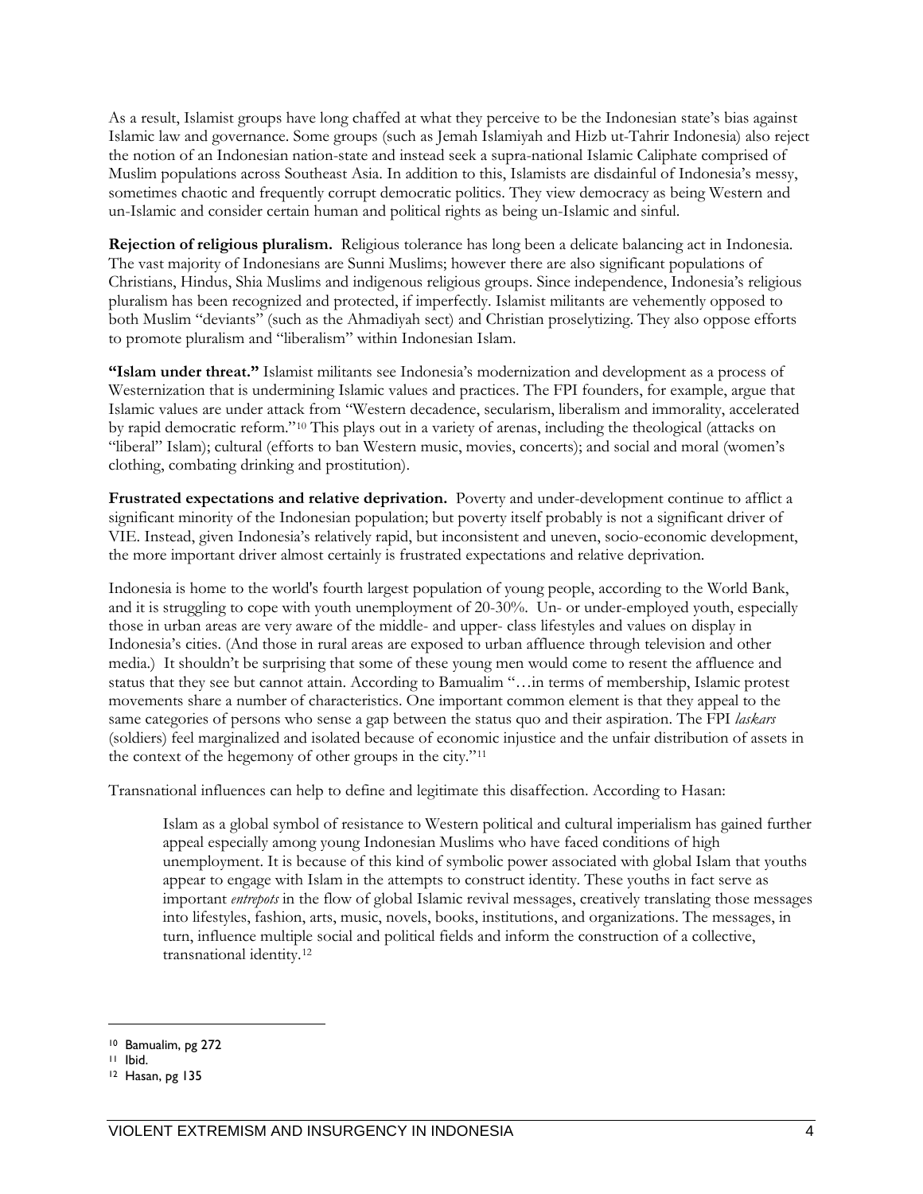As a result, Islamist groups have long chaffed at what they perceive to be the Indonesian state's bias against Islamic law and governance. Some groups (such as Jemah Islamiyah and Hizb ut-Tahrir Indonesia) also reject the notion of an Indonesian nation-state and instead seek a supra-national Islamic Caliphate comprised of Muslim populations across Southeast Asia. In addition to this, Islamists are disdainful of Indonesia's messy, sometimes chaotic and frequently corrupt democratic politics. They view democracy as being Western and un-Islamic and consider certain human and political rights as being un-Islamic and sinful.

**Rejection of religious pluralism.** Religious tolerance has long been a delicate balancing act in Indonesia. The vast majority of Indonesians are Sunni Muslims; however there are also significant populations of Christians, Hindus, Shia Muslims and indigenous religious groups. Since independence, Indonesia's religious pluralism has been recognized and protected, if imperfectly. Islamist militants are vehemently opposed to both Muslim "deviants" (such as the Ahmadiyah sect) and Christian proselytizing. They also oppose efforts to promote pluralism and "liberalism" within Indonesian Islam.

**"Islam under threat."** Islamist militants see Indonesia's modernization and development as a process of Westernization that is undermining Islamic values and practices. The FPI founders, for example, argue that Islamic values are under attack from "Western decadence, secularism, liberalism and immorality, accelerated by rapid democratic reform."[10] This plays out in a variety of arenas, including the theological (attacks on "liberal" Islam); cultural (efforts to ban Western music, movies, concerts); and social and moral (women's clothing, combating drinking and prostitution).

**Frustrated expectations and relative deprivation.** Poverty and under-development continue to afflict a significant minority of the Indonesian population; but poverty itself probably is not a significant driver of VIE. Instead, given Indonesia's relatively rapid, but inconsistent and uneven, socio-economic development, the more important driver almost certainly is frustrated expectations and relative deprivation.

Indonesia is home to the world's fourth largest population of young people, according to the World Bank, and it is struggling to cope with youth unemployment of 20-30%. Un- or under-employed youth, especially those in urban areas are very aware of the middle- and upper- class lifestyles and values on display in Indonesia's cities. (And those in rural areas are exposed to urban affluence through television and other media.) It shouldn't be surprising that some of these young men would come to resent the affluence and status that they see but cannot attain. According to Bamualim "…in terms of membership, Islamic protest movements share a number of characteristics. One important common element is that they appeal to the same categories of persons who sense a gap between the status quo and their aspiration. The FPI *laskars* (soldiers) feel marginalized and isolated because of economic injustice and the unfair distribution of assets in the context of the hegemony of other groups in the city."[11]

Transnational influences can help to define and legitimate this disaffection. According to Hasan:

> Islam as a global symbol of resistance to Western political and cultural imperialism has gained further appeal especially among young Indonesian Muslims who have faced conditions of high unemployment. It is because of this kind of symbolic power associated with global Islam that youths appear to engage with Islam in the attempts to construct identity. These youths in fact serve as important *entrepots* in the flow of global Islamic revival messages, creatively translating those messages into lifestyles, fashion, arts, music, novels, books, institutions, and organizations. The messages, in turn, influence multiple social and political fields and inform the construction of a collective, transnational identity.[12]

---

[10] Bamualim, pg 272

[11] Ibid.

[12] Hasan, pg 135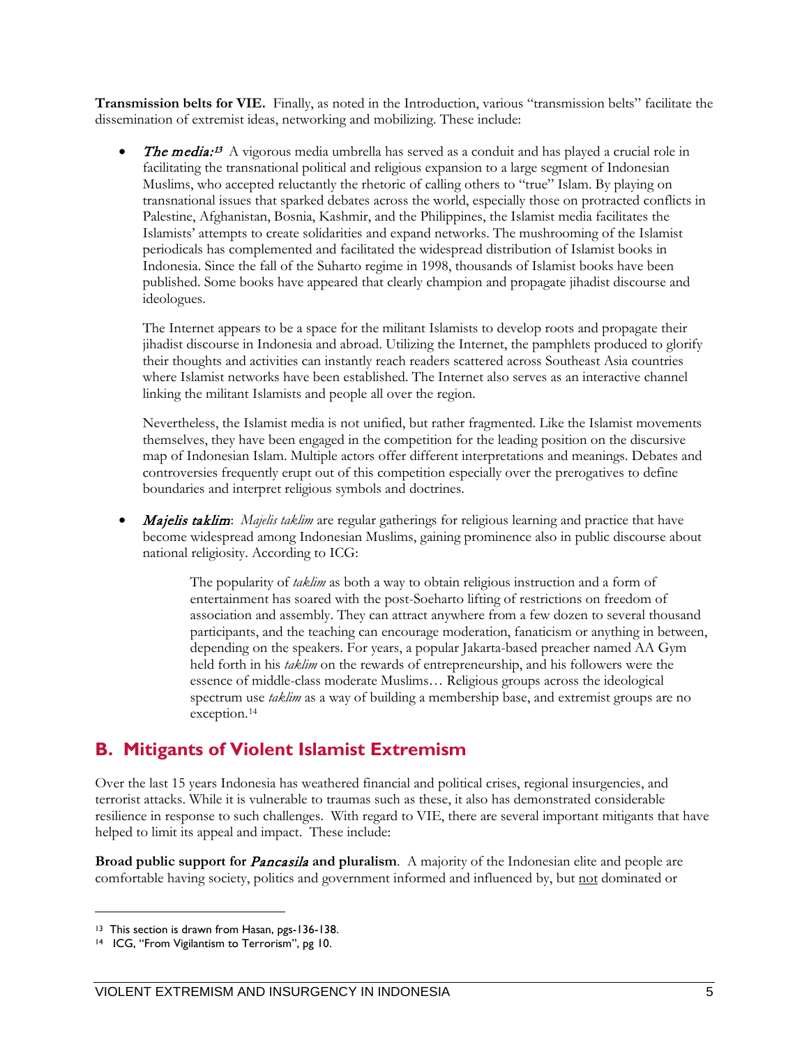**Transmission belts for VIE.** Finally, as noted in the Introduction, various "transmission belts" facilitate the dissemination of extremist ideas, networking and mobilizing. These include:

- ***The media:***[13] A vigorous media umbrella has served as a conduit and has played a crucial role in facilitating the transnational political and religious expansion to a large segment of Indonesian Muslims, who accepted reluctantly the rhetoric of calling others to "true" Islam. By playing on transnational issues that sparked debates across the world, especially those on protracted conflicts in Palestine, Afghanistan, Bosnia, Kashmir, and the Philippines, the Islamist media facilitates the Islamists' attempts to create solidarities and expand networks. The mushrooming of the Islamist periodicals has complemented and facilitated the widespread distribution of Islamist books in Indonesia. Since the fall of the Suharto regime in 1998, thousands of Islamist books have been published. Some books have appeared that clearly champion and propagate jihadist discourse and ideologues.

  The Internet appears to be a space for the militant Islamists to develop roots and propagate their jihadist discourse in Indonesia and abroad. Utilizing the Internet, the pamphlets produced to glorify their thoughts and activities can instantly reach readers scattered across Southeast Asia countries where Islamist networks have been established. The Internet also serves as an interactive channel linking the militant Islamists and people all over the region.

  Nevertheless, the Islamist media is not unified, but rather fragmented. Like the Islamist movements themselves, they have been engaged in the competition for the leading position on the discursive map of Indonesian Islam. Multiple actors offer different interpretations and meanings. Debates and controversies frequently erupt out of this competition especially over the prerogatives to define boundaries and interpret religious symbols and doctrines.

- ***Majelis taklim***: *Majelis taklim* are regular gatherings for religious learning and practice that have become widespread among Indonesian Muslims, gaining prominence also in public discourse about national religiosity. According to ICG:

  > The popularity of *taklim* as both a way to obtain religious instruction and a form of entertainment has soared with the post-Soeharto lifting of restrictions on freedom of association and assembly. They can attract anywhere from a few dozen to several thousand participants, and the teaching can encourage moderation, fanaticism or anything in between, depending on the speakers. For years, a popular Jakarta-based preacher named AA Gym held forth in his *taklim* on the rewards of entrepreneurship, and his followers were the essence of middle-class moderate Muslims… Religious groups across the ideological spectrum use *taklim* as a way of building a membership base, and extremist groups are no exception.[14]

## B. Mitigants of Violent Islamist Extremism

Over the last 15 years Indonesia has weathered financial and political crises, regional insurgencies, and terrorist attacks. While it is vulnerable to traumas such as these, it also has demonstrated considerable resilience in response to such challenges. With regard to VIE, there are several important mitigants that have helped to limit its appeal and impact. These include:

**Broad public support for *Pancasila* and pluralism**. A majority of the Indonesian elite and people are comfortable having society, politics and government informed and influenced by, but <u>not</u> dominated or

---

[13] This section is drawn from Hasan, pgs-136-138.

[14] ICG, "From Vigilantism to Terrorism", pg 10.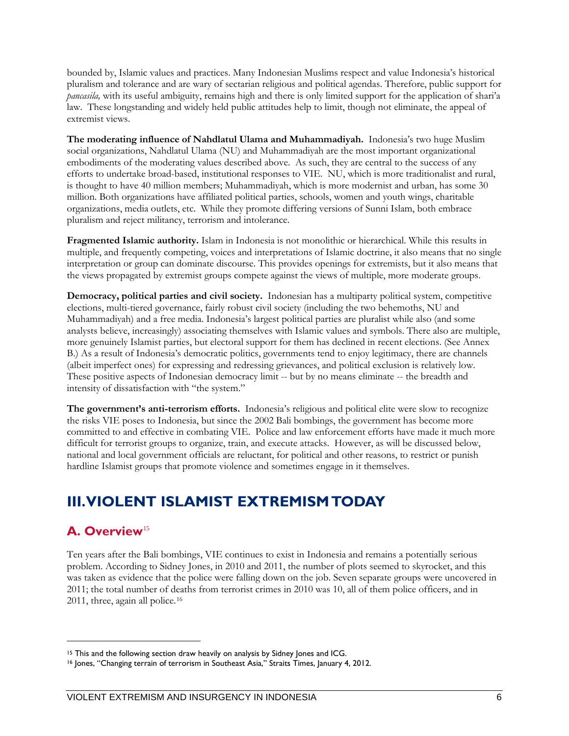bounded by, Islamic values and practices. Many Indonesian Muslims respect and value Indonesia's historical pluralism and tolerance and are wary of sectarian religious and political agendas. Therefore, public support for *pancasila,* with its useful ambiguity, remains high and there is only limited support for the application of shari'a law. These longstanding and widely held public attitudes help to limit, though not eliminate, the appeal of extremist views.

**The moderating influence of Nahdlatul Ulama and Muhammadiyah.** Indonesia's two huge Muslim social organizations, Nahdlatul Ulama (NU) and Muhammadiyah are the most important organizational embodiments of the moderating values described above. As such, they are central to the success of any efforts to undertake broad-based, institutional responses to VIE. NU, which is more traditionalist and rural, is thought to have 40 million members; Muhammadiyah, which is more modernist and urban, has some 30 million. Both organizations have affiliated political parties, schools, women and youth wings, charitable organizations, media outlets, etc. While they promote differing versions of Sunni Islam, both embrace pluralism and reject militancy, terrorism and intolerance.

**Fragmented Islamic authority.** Islam in Indonesia is not monolithic or hierarchical. While this results in multiple, and frequently competing, voices and interpretations of Islamic doctrine, it also means that no single interpretation or group can dominate discourse. This provides openings for extremists, but it also means that the views propagated by extremist groups compete against the views of multiple, more moderate groups.

**Democracy, political parties and civil society.** Indonesian has a multiparty political system, competitive elections, multi-tiered governance, fairly robust civil society (including the two behemoths, NU and Muhammadiyah) and a free media. Indonesia's largest political parties are pluralist while also (and some analysts believe, increasingly) associating themselves with Islamic values and symbols. There also are multiple, more genuinely Islamist parties, but electoral support for them has declined in recent elections. (See Annex B.) As a result of Indonesia's democratic politics, governments tend to enjoy legitimacy, there are channels (albeit imperfect ones) for expressing and redressing grievances, and political exclusion is relatively low. These positive aspects of Indonesian democracy limit -- but by no means eliminate -- the breadth and intensity of dissatisfaction with "the system."

**The government's anti-terrorism efforts.** Indonesia's religious and political elite were slow to recognize the risks VIE poses to Indonesia, but since the 2002 Bali bombings, the government has become more committed to and effective in combating VIE. Police and law enforcement efforts have made it much more difficult for terrorist groups to organize, train, and execute attacks. However, as will be discussed below, national and local government officials are reluctant, for political and other reasons, to restrict or punish hardline Islamist groups that promote violence and sometimes engage in it themselves.

# III. VIOLENT ISLAMIST EXTREMISM TODAY

## A. Overview[15]

Ten years after the Bali bombings, VIE continues to exist in Indonesia and remains a potentially serious problem. According to Sidney Jones, in 2010 and 2011, the number of plots seemed to skyrocket, and this was taken as evidence that the police were falling down on the job. Seven separate groups were uncovered in 2011; the total number of deaths from terrorist crimes in 2010 was 10, all of them police officers, and in 2011, three, again all police.[16]

---

[15] This and the following section draw heavily on analysis by Sidney Jones and ICG.

[16] Jones, "Changing terrain of terrorism in Southeast Asia," Straits Times, January 4, 2012.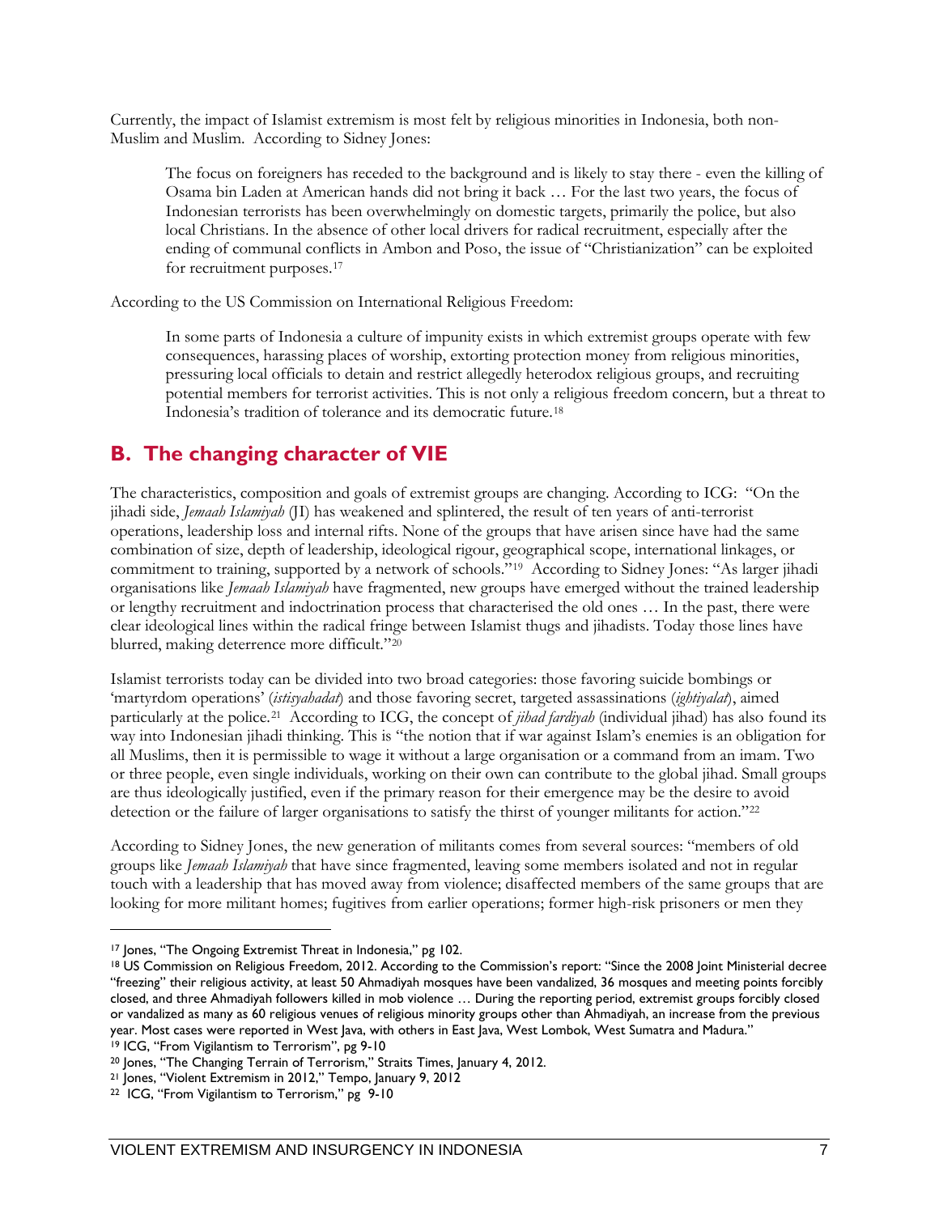Currently, the impact of Islamist extremism is most felt by religious minorities in Indonesia, both non-Muslim and Muslim. According to Sidney Jones:

> The focus on foreigners has receded to the background and is likely to stay there - even the killing of Osama bin Laden at American hands did not bring it back … For the last two years, the focus of Indonesian terrorists has been overwhelmingly on domestic targets, primarily the police, but also local Christians. In the absence of other local drivers for radical recruitment, especially after the ending of communal conflicts in Ambon and Poso, the issue of "Christianization" can be exploited for recruitment purposes.[17]

According to the US Commission on International Religious Freedom:

> In some parts of Indonesia a culture of impunity exists in which extremist groups operate with few consequences, harassing places of worship, extorting protection money from religious minorities, pressuring local officials to detain and restrict allegedly heterodox religious groups, and recruiting potential members for terrorist activities. This is not only a religious freedom concern, but a threat to Indonesia's tradition of tolerance and its democratic future.[18]

## B. The changing character of VIE

The characteristics, composition and goals of extremist groups are changing. According to ICG: "On the jihadi side, *Jemaah Islamiyah* (JI) has weakened and splintered, the result of ten years of anti-terrorist operations, leadership loss and internal rifts. None of the groups that have arisen since have had the same combination of size, depth of leadership, ideological rigour, geographical scope, international linkages, or commitment to training, supported by a network of schools."[19] According to Sidney Jones: "As larger jihadi organisations like *Jemaah Islamiyah* have fragmented, new groups have emerged without the trained leadership or lengthy recruitment and indoctrination process that characterised the old ones … In the past, there were clear ideological lines within the radical fringe between Islamist thugs and jihadists. Today those lines have blurred, making deterrence more difficult."[20]

Islamist terrorists today can be divided into two broad categories: those favoring suicide bombings or 'martyrdom operations' (*istisyahadat*) and those favoring secret, targeted assassinations (*ightiyalat*), aimed particularly at the police.[21] According to ICG, the concept of *jihad fardiyah* (individual jihad) has also found its way into Indonesian jihadi thinking. This is "the notion that if war against Islam's enemies is an obligation for all Muslims, then it is permissible to wage it without a large organisation or a command from an imam. Two or three people, even single individuals, working on their own can contribute to the global jihad. Small groups are thus ideologically justified, even if the primary reason for their emergence may be the desire to avoid detection or the failure of larger organisations to satisfy the thirst of younger militants for action."[22]

According to Sidney Jones, the new generation of militants comes from several sources: "members of old groups like *Jemaah Islamiyah* that have since fragmented, leaving some members isolated and not in regular touch with a leadership that has moved away from violence; disaffected members of the same groups that are looking for more militant homes; fugitives from earlier operations; former high-risk prisoners or men they

---

[17] Jones, "The Ongoing Extremist Threat in Indonesia," pg 102.

[18] US Commission on Religious Freedom, 2012. According to the Commission's report: "Since the 2008 Joint Ministerial decree "freezing" their religious activity, at least 50 Ahmadiyah mosques have been vandalized, 36 mosques and meeting points forcibly closed, and three Ahmadiyah followers killed in mob violence … During the reporting period, extremist groups forcibly closed or vandalized as many as 60 religious venues of religious minority groups other than Ahmadiyah, an increase from the previous year. Most cases were reported in West Java, with others in East Java, West Lombok, West Sumatra and Madura."

[19] ICG, "From Vigilantism to Terrorism", pg 9-10

[20] Jones, "The Changing Terrain of Terrorism," Straits Times, January 4, 2012.

[21] Jones, "Violent Extremism in 2012," Tempo, January 9, 2012

[22] ICG, "From Vigilantism to Terrorism," pg 9-10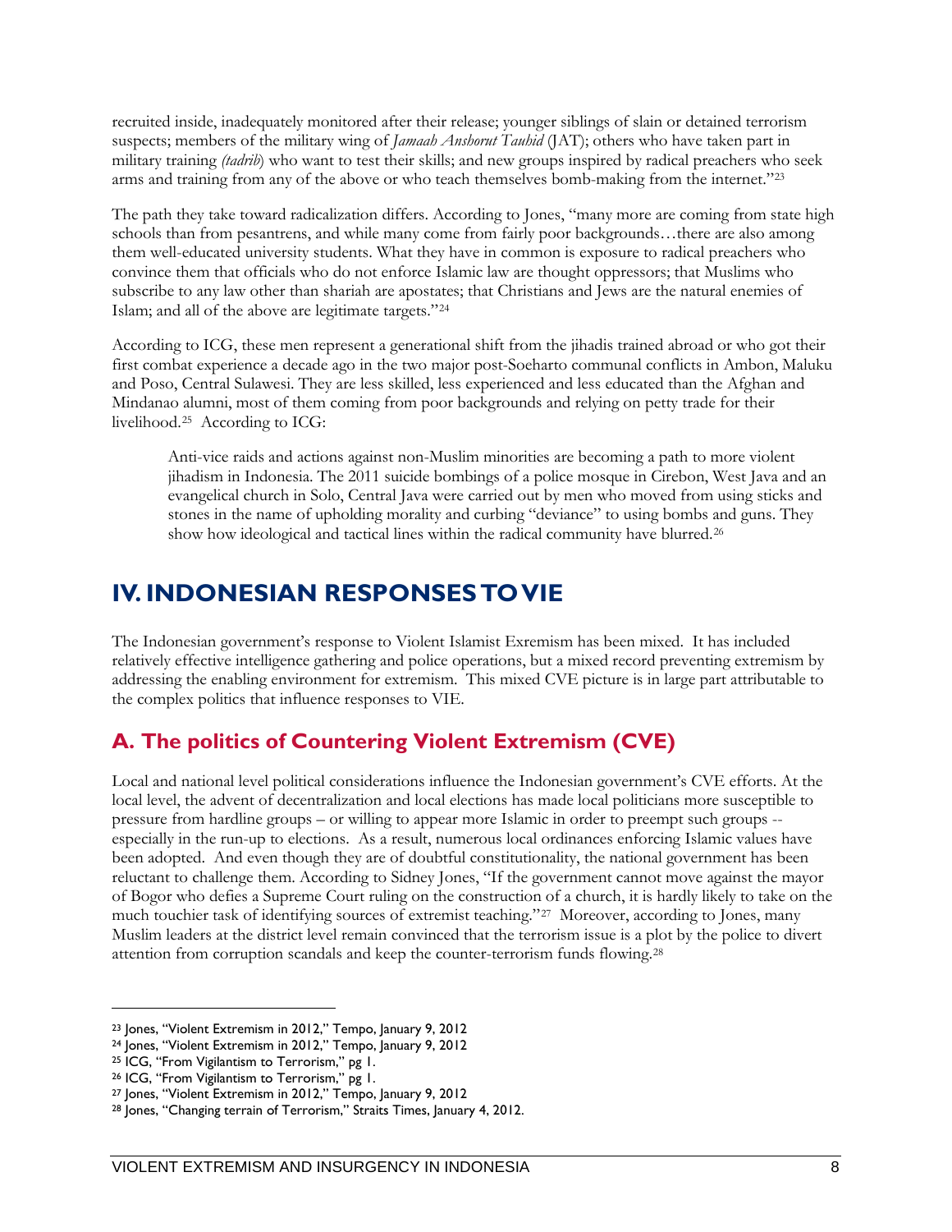recruited inside, inadequately monitored after their release; younger siblings of slain or detained terrorism suspects; members of the military wing of *Jamaah Anshorut Tauhid* (JAT); others who have taken part in military training *(tadrib*) who want to test their skills; and new groups inspired by radical preachers who seek arms and training from any of the above or who teach themselves bomb-making from the internet."[23]

The path they take toward radicalization differs. According to Jones, "many more are coming from state high schools than from pesantrens, and while many come from fairly poor backgrounds…there are also among them well-educated university students. What they have in common is exposure to radical preachers who convince them that officials who do not enforce Islamic law are thought oppressors; that Muslims who subscribe to any law other than shariah are apostates; that Christians and Jews are the natural enemies of Islam; and all of the above are legitimate targets."[24]

According to ICG, these men represent a generational shift from the jihadis trained abroad or who got their first combat experience a decade ago in the two major post-Soeharto communal conflicts in Ambon, Maluku and Poso, Central Sulawesi. They are less skilled, less experienced and less educated than the Afghan and Mindanao alumni, most of them coming from poor backgrounds and relying on petty trade for their livelihood.[25] According to ICG:

> Anti-vice raids and actions against non-Muslim minorities are becoming a path to more violent jihadism in Indonesia. The 2011 suicide bombings of a police mosque in Cirebon, West Java and an evangelical church in Solo, Central Java were carried out by men who moved from using sticks and stones in the name of upholding morality and curbing "deviance" to using bombs and guns. They show how ideological and tactical lines within the radical community have blurred.[26]

# IV. INDONESIAN RESPONSES TO VIE

The Indonesian government's response to Violent Islamist Exremism has been mixed. It has included relatively effective intelligence gathering and police operations, but a mixed record preventing extremism by addressing the enabling environment for extremism. This mixed CVE picture is in large part attributable to the complex politics that influence responses to VIE.

## A. The politics of Countering Violent Extremism (CVE)

Local and national level political considerations influence the Indonesian government's CVE efforts. At the local level, the advent of decentralization and local elections has made local politicians more susceptible to pressure from hardline groups – or willing to appear more Islamic in order to preempt such groups -- especially in the run-up to elections. As a result, numerous local ordinances enforcing Islamic values have been adopted. And even though they are of doubtful constitutionality, the national government has been reluctant to challenge them. According to Sidney Jones, "If the government cannot move against the mayor of Bogor who defies a Supreme Court ruling on the construction of a church, it is hardly likely to take on the much touchier task of identifying sources of extremist teaching."[27] Moreover, according to Jones, many Muslim leaders at the district level remain convinced that the terrorism issue is a plot by the police to divert attention from corruption scandals and keep the counter-terrorism funds flowing.[28]

---

[23] Jones, "Violent Extremism in 2012," Tempo, January 9, 2012

[24] Jones, "Violent Extremism in 2012," Tempo, January 9, 2012

[25] ICG, "From Vigilantism to Terrorism," pg 1.

[26] ICG, "From Vigilantism to Terrorism," pg 1.

[27] Jones, "Violent Extremism in 2012," Tempo, January 9, 2012

[28] Jones, "Changing terrain of Terrorism," Straits Times, January 4, 2012.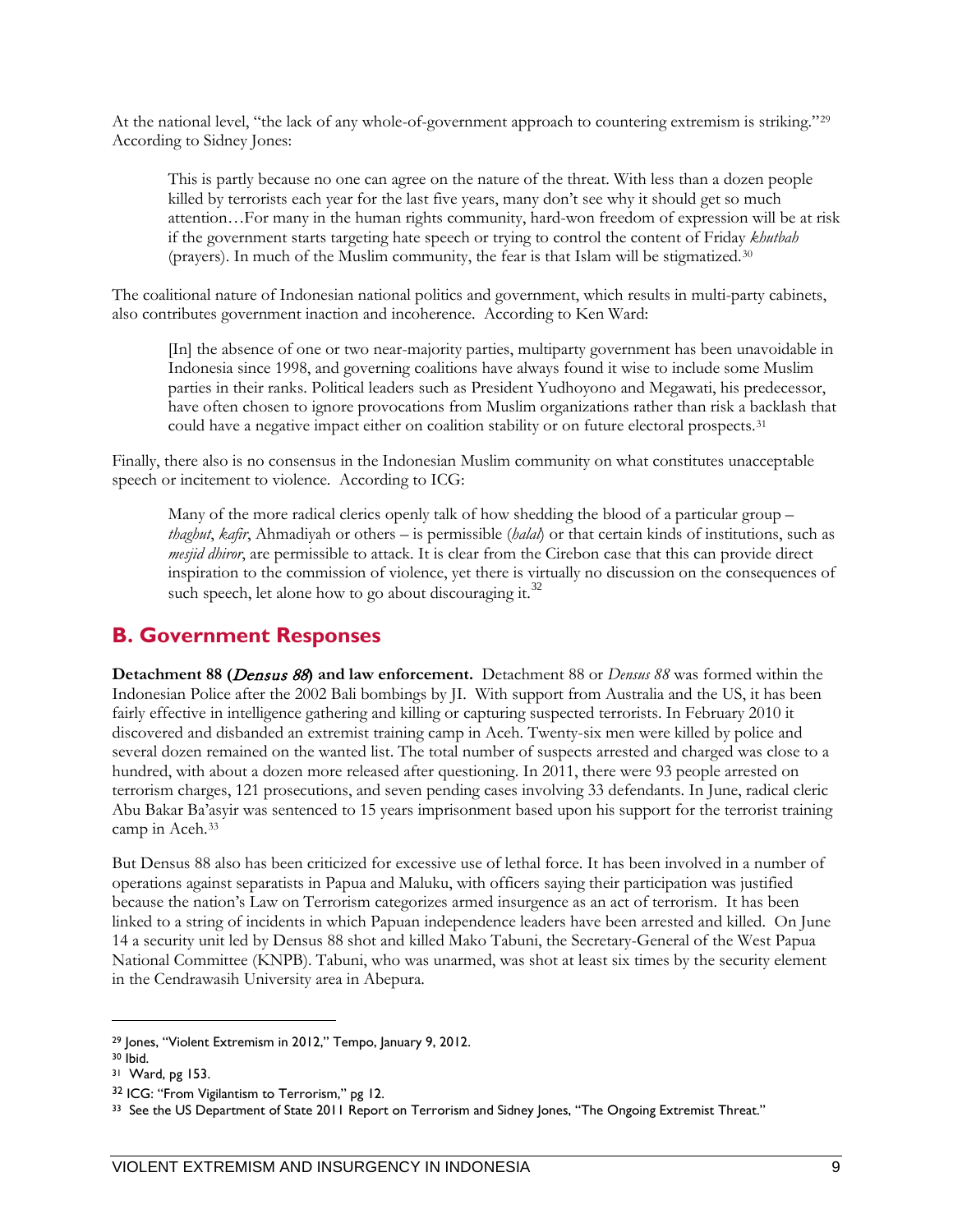At the national level, "the lack of any whole-of-government approach to countering extremism is striking."[29] According to Sidney Jones:

> This is partly because no one can agree on the nature of the threat. With less than a dozen people killed by terrorists each year for the last five years, many don't see why it should get so much attention…For many in the human rights community, hard-won freedom of expression will be at risk if the government starts targeting hate speech or trying to control the content of Friday *khutbah* (prayers). In much of the Muslim community, the fear is that Islam will be stigmatized.[30]

The coalitional nature of Indonesian national politics and government, which results in multi-party cabinets, also contributes government inaction and incoherence. According to Ken Ward:

> [In] the absence of one or two near-majority parties, multiparty government has been unavoidable in Indonesia since 1998, and governing coalitions have always found it wise to include some Muslim parties in their ranks. Political leaders such as President Yudhoyono and Megawati, his predecessor, have often chosen to ignore provocations from Muslim organizations rather than risk a backlash that could have a negative impact either on coalition stability or on future electoral prospects.[31]

Finally, there also is no consensus in the Indonesian Muslim community on what constitutes unacceptable speech or incitement to violence. According to ICG:

> Many of the more radical clerics openly talk of how shedding the blood of a particular group – *thaghut*, *kafir*, Ahmadiyah or others – is permissible (*halal*) or that certain kinds of institutions, such as *mesjid dhiror*, are permissible to attack. It is clear from the Cirebon case that this can provide direct inspiration to the commission of violence, yet there is virtually no discussion on the consequences of such speech, let alone how to go about discouraging it.[32]

## B. Government Responses

**Detachment 88 (*Densus 88*) and law enforcement.** Detachment 88 or *Densus 88* was formed within the Indonesian Police after the 2002 Bali bombings by JI. With support from Australia and the US, it has been fairly effective in intelligence gathering and killing or capturing suspected terrorists. In February 2010 it discovered and disbanded an extremist training camp in Aceh. Twenty-six men were killed by police and several dozen remained on the wanted list. The total number of suspects arrested and charged was close to a hundred, with about a dozen more released after questioning. In 2011, there were 93 people arrested on terrorism charges, 121 prosecutions, and seven pending cases involving 33 defendants. In June, radical cleric Abu Bakar Ba'asyir was sentenced to 15 years imprisonment based upon his support for the terrorist training camp in Aceh.[33]

But Densus 88 also has been criticized for excessive use of lethal force. It has been involved in a number of operations against separatists in Papua and Maluku, with officers saying their participation was justified because the nation's Law on Terrorism categorizes armed insurgence as an act of terrorism. It has been linked to a string of incidents in which Papuan independence leaders have been arrested and killed. On June 14 a security unit led by Densus 88 shot and killed Mako Tabuni, the Secretary-General of the West Papua National Committee (KNPB). Tabuni, who was unarmed, was shot at least six times by the security element in the Cendrawasih University area in Abepura.

---

[29] Jones, "Violent Extremism in 2012," Tempo, January 9, 2012.

[30] Ibid.

[31] Ward, pg 153.

[32] ICG: "From Vigilantism to Terrorism," pg 12.

[33] See the US Department of State 2011 Report on Terrorism and Sidney Jones, "The Ongoing Extremist Threat."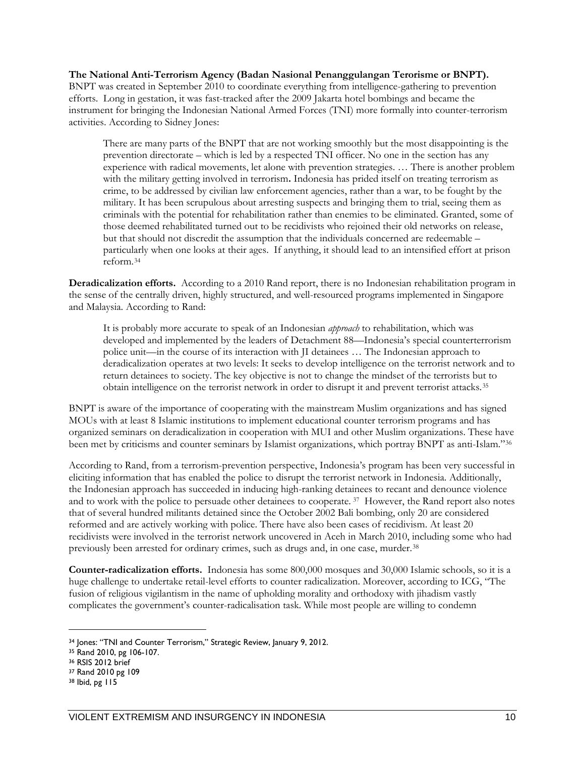**The National Anti-Terrorism Agency (Badan Nasional Penanggulangan Terorisme or BNPT).** BNPT was created in September 2010 to coordinate everything from intelligence-gathering to prevention efforts. Long in gestation, it was fast-tracked after the 2009 Jakarta hotel bombings and became the instrument for bringing the Indonesian National Armed Forces (TNI) more formally into counter-terrorism activities. According to Sidney Jones:

> There are many parts of the BNPT that are not working smoothly but the most disappointing is the prevention directorate – which is led by a respected TNI officer. No one in the section has any experience with radical movements, let alone with prevention strategies. … There is another problem with the military getting involved in terrorism**.** Indonesia has prided itself on treating terrorism as crime, to be addressed by civilian law enforcement agencies, rather than a war, to be fought by the military. It has been scrupulous about arresting suspects and bringing them to trial, seeing them as criminals with the potential for rehabilitation rather than enemies to be eliminated. Granted, some of those deemed rehabilitated turned out to be recidivists who rejoined their old networks on release, but that should not discredit the assumption that the individuals concerned are redeemable – particularly when one looks at their ages. If anything, it should lead to an intensified effort at prison reform.[34]

**Deradicalization efforts.** According to a 2010 Rand report, there is no Indonesian rehabilitation program in the sense of the centrally driven, highly structured, and well-resourced programs implemented in Singapore and Malaysia. According to Rand:

> It is probably more accurate to speak of an Indonesian *approach* to rehabilitation, which was developed and implemented by the leaders of Detachment 88—Indonesia's special counterterrorism police unit—in the course of its interaction with JI detainees … The Indonesian approach to deradicalization operates at two levels: It seeks to develop intelligence on the terrorist network and to return detainees to society. The key objective is not to change the mindset of the terrorists but to obtain intelligence on the terrorist network in order to disrupt it and prevent terrorist attacks.[35]

BNPT is aware of the importance of cooperating with the mainstream Muslim organizations and has signed MOUs with at least 8 Islamic institutions to implement educational counter terrorism programs and has organized seminars on deradicalization in cooperation with MUI and other Muslim organizations. These have been met by criticisms and counter seminars by Islamist organizations, which portray BNPT as anti-Islam."[36]

According to Rand, from a terrorism-prevention perspective, Indonesia's program has been very successful in eliciting information that has enabled the police to disrupt the terrorist network in Indonesia. Additionally, the Indonesian approach has succeeded in inducing high-ranking detainees to recant and denounce violence and to work with the police to persuade other detainees to cooperate.[37] However, the Rand report also notes that of several hundred militants detained since the October 2002 Bali bombing, only 20 are considered reformed and are actively working with police. There have also been cases of recidivism. At least 20 recidivists were involved in the terrorist network uncovered in Aceh in March 2010, including some who had previously been arrested for ordinary crimes, such as drugs and, in one case, murder.[38]

**Counter-radicalization efforts.** Indonesia has some 800,000 mosques and 30,000 Islamic schools, so it is a huge challenge to undertake retail-level efforts to counter radicalization. Moreover, according to ICG, "The fusion of religious vigilantism in the name of upholding morality and orthodoxy with jihadism vastly complicates the government's counter-radicalisation task. While most people are willing to condemn

---

[34] Jones: "TNI and Counter Terrorism," Strategic Review, January 9, 2012.

[35] Rand 2010, pg 106-107.

[36] RSIS 2012 brief

[37] Rand 2010 pg 109

[38] Ibid, pg 115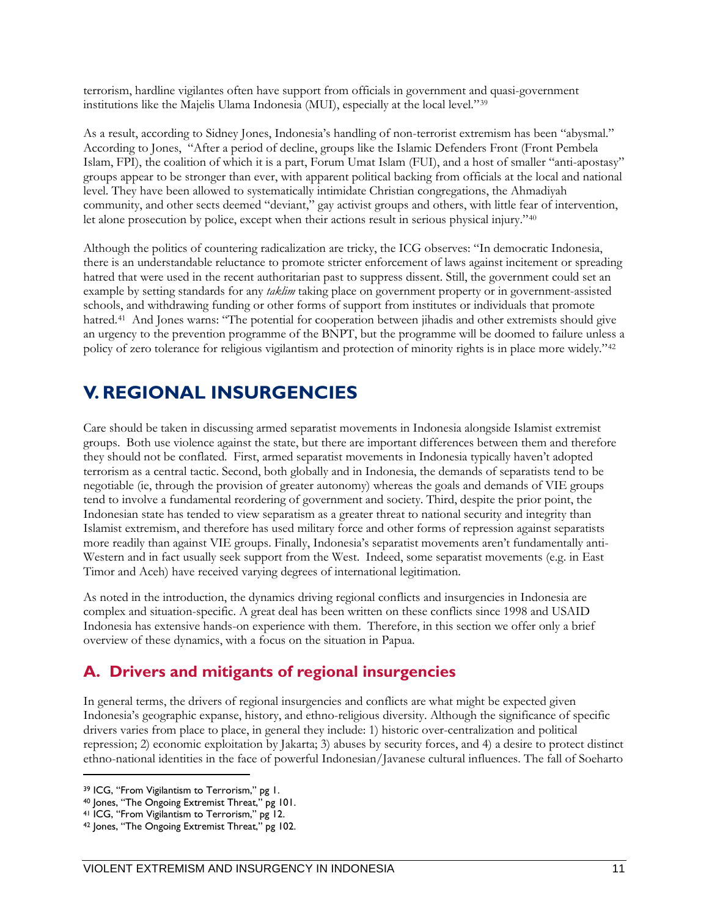terrorism, hardline vigilantes often have support from officials in government and quasi-government institutions like the Majelis Ulama Indonesia (MUI), especially at the local level."[39]

As a result, according to Sidney Jones, Indonesia's handling of non-terrorist extremism has been "abysmal." According to Jones, "After a period of decline, groups like the Islamic Defenders Front (Front Pembela Islam, FPI), the coalition of which it is a part, Forum Umat Islam (FUI), and a host of smaller "anti-apostasy" groups appear to be stronger than ever, with apparent political backing from officials at the local and national level. They have been allowed to systematically intimidate Christian congregations, the Ahmadiyah community, and other sects deemed "deviant," gay activist groups and others, with little fear of intervention, let alone prosecution by police, except when their actions result in serious physical injury."[40]

Although the politics of countering radicalization are tricky, the ICG observes: "In democratic Indonesia, there is an understandable reluctance to promote stricter enforcement of laws against incitement or spreading hatred that were used in the recent authoritarian past to suppress dissent. Still, the government could set an example by setting standards for any *taklim* taking place on government property or in government-assisted schools, and withdrawing funding or other forms of support from institutes or individuals that promote hatred.[41] And Jones warns: "The potential for cooperation between jihadis and other extremists should give an urgency to the prevention programme of the BNPT, but the programme will be doomed to failure unless a policy of zero tolerance for religious vigilantism and protection of minority rights is in place more widely."[42]

# V. REGIONAL INSURGENCIES

Care should be taken in discussing armed separatist movements in Indonesia alongside Islamist extremist groups. Both use violence against the state, but there are important differences between them and therefore they should not be conflated. First, armed separatist movements in Indonesia typically haven't adopted terrorism as a central tactic. Second, both globally and in Indonesia, the demands of separatists tend to be negotiable (ie, through the provision of greater autonomy) whereas the goals and demands of VIE groups tend to involve a fundamental reordering of government and society. Third, despite the prior point, the Indonesian state has tended to view separatism as a greater threat to national security and integrity than Islamist extremism, and therefore has used military force and other forms of repression against separatists more readily than against VIE groups. Finally, Indonesia's separatist movements aren't fundamentally anti-Western and in fact usually seek support from the West. Indeed, some separatist movements (e.g. in East Timor and Aceh) have received varying degrees of international legitimation.

As noted in the introduction, the dynamics driving regional conflicts and insurgencies in Indonesia are complex and situation-specific. A great deal has been written on these conflicts since 1998 and USAID Indonesia has extensive hands-on experience with them. Therefore, in this section we offer only a brief overview of these dynamics, with a focus on the situation in Papua.

## A. Drivers and mitigants of regional insurgencies

In general terms, the drivers of regional insurgencies and conflicts are what might be expected given Indonesia's geographic expanse, history, and ethno-religious diversity. Although the significance of specific drivers varies from place to place, in general they include: 1) historic over-centralization and political repression; 2) economic exploitation by Jakarta; 3) abuses by security forces, and 4) a desire to protect distinct ethno-national identities in the face of powerful Indonesian/Javanese cultural influences. The fall of Soeharto

[39] ICG, "From Vigilantism to Terrorism," pg 1.

[40] Jones, "The Ongoing Extremist Threat," pg 101.

[41] ICG, "From Vigilantism to Terrorism," pg 12.

[42] Jones, "The Ongoing Extremist Threat," pg 102.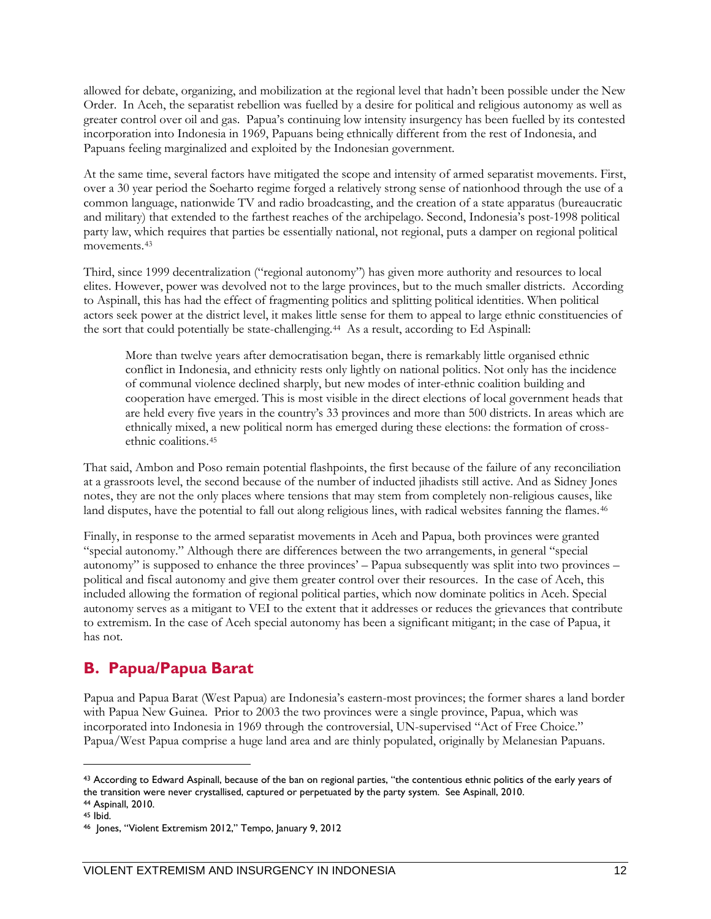allowed for debate, organizing, and mobilization at the regional level that hadn't been possible under the New Order. In Aceh, the separatist rebellion was fuelled by a desire for political and religious autonomy as well as greater control over oil and gas. Papua's continuing low intensity insurgency has been fuelled by its contested incorporation into Indonesia in 1969, Papuans being ethnically different from the rest of Indonesia, and Papuans feeling marginalized and exploited by the Indonesian government.

At the same time, several factors have mitigated the scope and intensity of armed separatist movements. First, over a 30 year period the Soeharto regime forged a relatively strong sense of nationhood through the use of a common language, nationwide TV and radio broadcasting, and the creation of a state apparatus (bureaucratic and military) that extended to the farthest reaches of the archipelago. Second, Indonesia's post-1998 political party law, which requires that parties be essentially national, not regional, puts a damper on regional political movements.[43]

Third, since 1999 decentralization ("regional autonomy") has given more authority and resources to local elites. However, power was devolved not to the large provinces, but to the much smaller districts. According to Aspinall, this has had the effect of fragmenting politics and splitting political identities. When political actors seek power at the district level, it makes little sense for them to appeal to large ethnic constituencies of the sort that could potentially be state-challenging.[44] As a result, according to Ed Aspinall:

> More than twelve years after democratisation began, there is remarkably little organised ethnic conflict in Indonesia, and ethnicity rests only lightly on national politics. Not only has the incidence of communal violence declined sharply, but new modes of inter-ethnic coalition building and cooperation have emerged. This is most visible in the direct elections of local government heads that are held every five years in the country's 33 provinces and more than 500 districts. In areas which are ethnically mixed, a new political norm has emerged during these elections: the formation of cross-ethnic coalitions.[45]

That said, Ambon and Poso remain potential flashpoints, the first because of the failure of any reconciliation at a grassroots level, the second because of the number of inducted jihadists still active. And as Sidney Jones notes, they are not the only places where tensions that may stem from completely non-religious causes, like land disputes, have the potential to fall out along religious lines, with radical websites fanning the flames.[46]

Finally, in response to the armed separatist movements in Aceh and Papua, both provinces were granted "special autonomy." Although there are differences between the two arrangements, in general "special autonomy" is supposed to enhance the three provinces' – Papua subsequently was split into two provinces – political and fiscal autonomy and give them greater control over their resources. In the case of Aceh, this included allowing the formation of regional political parties, which now dominate politics in Aceh. Special autonomy serves as a mitigant to VEI to the extent that it addresses or reduces the grievances that contribute to extremism. In the case of Aceh special autonomy has been a significant mitigant; in the case of Papua, it has not.

## B. Papua/Papua Barat

Papua and Papua Barat (West Papua) are Indonesia's eastern-most provinces; the former shares a land border with Papua New Guinea. Prior to 2003 the two provinces were a single province, Papua, which was incorporated into Indonesia in 1969 through the controversial, UN-supervised "Act of Free Choice." Papua/West Papua comprise a huge land area and are thinly populated, originally by Melanesian Papuans.

---

[43] According to Edward Aspinall, because of the ban on regional parties, "the contentious ethnic politics of the early years of the transition were never crystallised, captured or perpetuated by the party system. See Aspinall, 2010.

[44] Aspinall, 2010.

[45] Ibid.

[46] Jones, "Violent Extremism 2012," Tempo, January 9, 2012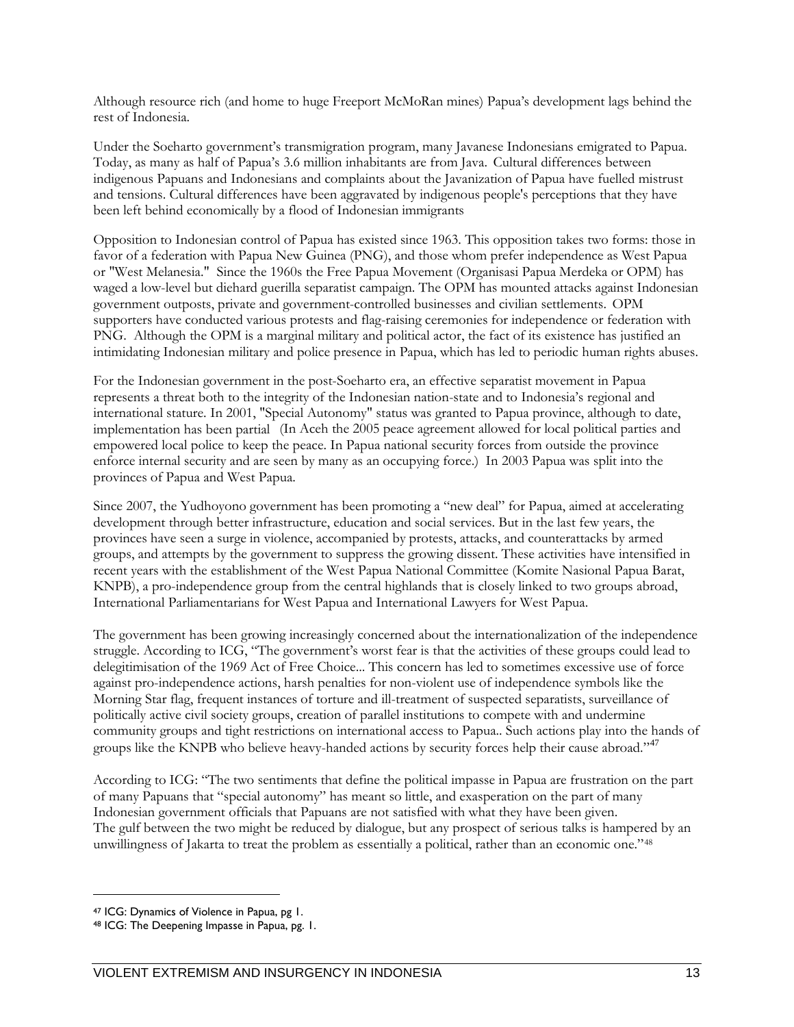Although resource rich (and home to huge Freeport McMoRan mines) Papua's development lags behind the rest of Indonesia.

Under the Soeharto government's transmigration program, many Javanese Indonesians emigrated to Papua. Today, as many as half of Papua's 3.6 million inhabitants are from Java. Cultural differences between indigenous Papuans and Indonesians and complaints about the Javanization of Papua have fuelled mistrust and tensions. Cultural differences have been aggravated by indigenous people's perceptions that they have been left behind economically by a flood of Indonesian immigrants

Opposition to Indonesian control of Papua has existed since 1963. This opposition takes two forms: those in favor of a federation with Papua New Guinea (PNG), and those whom prefer independence as West Papua or "West Melanesia." Since the 1960s the Free Papua Movement (Organisasi Papua Merdeka or OPM) has waged a low-level but diehard guerilla separatist campaign. The OPM has mounted attacks against Indonesian government outposts, private and government-controlled businesses and civilian settlements. OPM supporters have conducted various protests and flag-raising ceremonies for independence or federation with PNG. Although the OPM is a marginal military and political actor, the fact of its existence has justified an intimidating Indonesian military and police presence in Papua, which has led to periodic human rights abuses.

For the Indonesian government in the post-Soeharto era, an effective separatist movement in Papua represents a threat both to the integrity of the Indonesian nation-state and to Indonesia's regional and international stature. In 2001, "Special Autonomy" status was granted to Papua province, although to date, implementation has been partial (In Aceh the 2005 peace agreement allowed for local political parties and empowered local police to keep the peace. In Papua national security forces from outside the province enforce internal security and are seen by many as an occupying force.) In 2003 Papua was split into the provinces of Papua and West Papua.

Since 2007, the Yudhoyono government has been promoting a "new deal" for Papua, aimed at accelerating development through better infrastructure, education and social services. But in the last few years, the provinces have seen a surge in violence, accompanied by protests, attacks, and counterattacks by armed groups, and attempts by the government to suppress the growing dissent. These activities have intensified in recent years with the establishment of the West Papua National Committee (Komite Nasional Papua Barat, KNPB), a pro-independence group from the central highlands that is closely linked to two groups abroad, International Parliamentarians for West Papua and International Lawyers for West Papua.

The government has been growing increasingly concerned about the internationalization of the independence struggle. According to ICG, "The government's worst fear is that the activities of these groups could lead to delegitimisation of the 1969 Act of Free Choice... This concern has led to sometimes excessive use of force against pro-independence actions, harsh penalties for non-violent use of independence symbols like the Morning Star flag, frequent instances of torture and ill-treatment of suspected separatists, surveillance of politically active civil society groups, creation of parallel institutions to compete with and undermine community groups and tight restrictions on international access to Papua.. Such actions play into the hands of groups like the KNPB who believe heavy-handed actions by security forces help their cause abroad."[47]

According to ICG: "The two sentiments that define the political impasse in Papua are frustration on the part of many Papuans that "special autonomy" has meant so little, and exasperation on the part of many Indonesian government officials that Papuans are not satisfied with what they have been given.
The gulf between the two might be reduced by dialogue, but any prospect of serious talks is hampered by an unwillingness of Jakarta to treat the problem as essentially a political, rather than an economic one."[48]

---

[47] ICG: Dynamics of Violence in Papua, pg 1.

[48] ICG: The Deepening Impasse in Papua, pg. 1.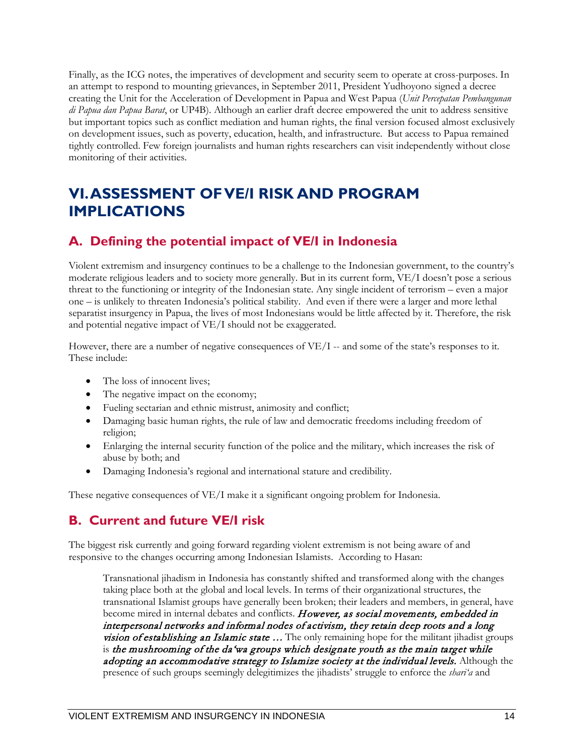Finally, as the ICG notes, the imperatives of development and security seem to operate at cross-purposes. In an attempt to respond to mounting grievances, in September 2011, President Yudhoyono signed a decree creating the Unit for the Acceleration of Development in Papua and West Papua (*Unit Percepatan Pembangunan di Papua dan Papua Barat*, or UP4B). Although an earlier draft decree empowered the unit to address sensitive but important topics such as conflict mediation and human rights, the final version focused almost exclusively on development issues, such as poverty, education, health, and infrastructure. But access to Papua remained tightly controlled. Few foreign journalists and human rights researchers can visit independently without close monitoring of their activities.

# VI. ASSESSMENT OF VE/I RISK AND PROGRAM IMPLICATIONS

## A. Defining the potential impact of VE/I in Indonesia

Violent extremism and insurgency continues to be a challenge to the Indonesian government, to the country's moderate religious leaders and to society more generally. But in its current form, VE/I doesn't pose a serious threat to the functioning or integrity of the Indonesian state. Any single incident of terrorism – even a major one – is unlikely to threaten Indonesia's political stability. And even if there were a larger and more lethal separatist insurgency in Papua, the lives of most Indonesians would be little affected by it. Therefore, the risk and potential negative impact of VE/I should not be exaggerated.

However, there are a number of negative consequences of VE/I -- and some of the state's responses to it. These include:

- The loss of innocent lives;
- The negative impact on the economy;
- Fueling sectarian and ethnic mistrust, animosity and conflict;
- Damaging basic human rights, the rule of law and democratic freedoms including freedom of religion;
- Enlarging the internal security function of the police and the military, which increases the risk of abuse by both; and
- Damaging Indonesia's regional and international stature and credibility.

These negative consequences of VE/I make it a significant ongoing problem for Indonesia.

## B. Current and future VE/I risk

The biggest risk currently and going forward regarding violent extremism is not being aware of and responsive to the changes occurring among Indonesian Islamists. According to Hasan:

> Transnational jihadism in Indonesia has constantly shifted and transformed along with the changes taking place both at the global and local levels. In terms of their organizational structures, the transnational Islamist groups have generally been broken; their leaders and members, in general, have become mired in internal debates and conflicts. ***However, as social movements, embedded in interpersonal networks and informal nodes of activism, they retain deep roots and a long vision of establishing an Islamic state …*** The only remaining hope for the militant jihadist groups is ***the mushrooming of the da'wa groups which designate youth as the main target while adopting an accommodative strategy to Islamize society at the individual levels.*** Although the presence of such groups seemingly delegitimizes the jihadists' struggle to enforce the *shari'a* and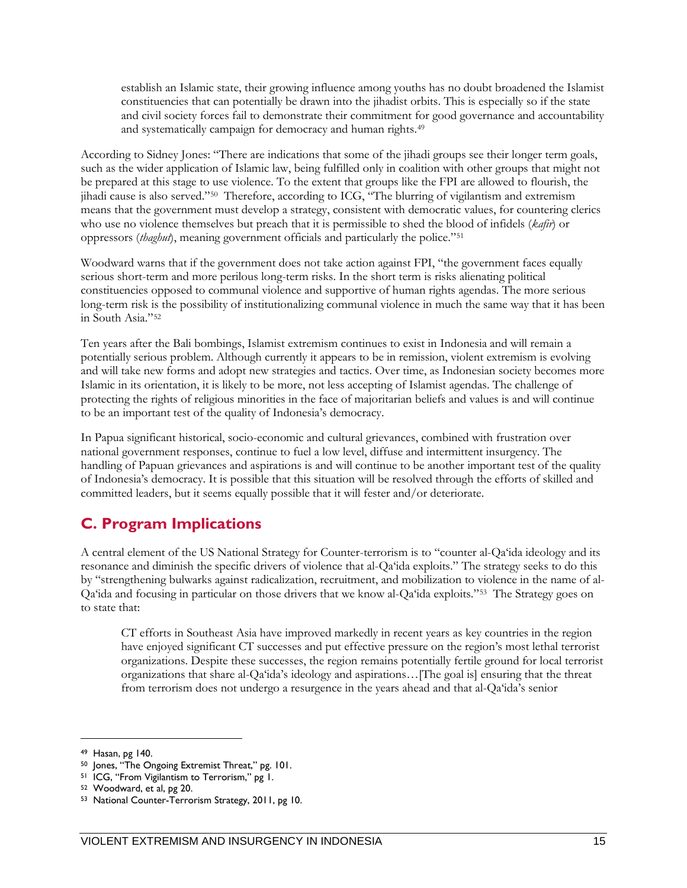> establish an Islamic state, their growing influence among youths has no doubt broadened the Islamist constituencies that can potentially be drawn into the jihadist orbits. This is especially so if the state and civil society forces fail to demonstrate their commitment for good governance and accountability and systematically campaign for democracy and human rights.[49]

According to Sidney Jones: "There are indications that some of the jihadi groups see their longer term goals, such as the wider application of Islamic law, being fulfilled only in coalition with other groups that might not be prepared at this stage to use violence. To the extent that groups like the FPI are allowed to flourish, the jihadi cause is also served."[50] Therefore, according to ICG, "The blurring of vigilantism and extremism means that the government must develop a strategy, consistent with democratic values, for countering clerics who use no violence themselves but preach that it is permissible to shed the blood of infidels (*kafir*) or oppressors (*thaghut*), meaning government officials and particularly the police."[51]

Woodward warns that if the government does not take action against FPI, "the government faces equally serious short-term and more perilous long-term risks. In the short term is risks alienating political constituencies opposed to communal violence and supportive of human rights agendas. The more serious long-term risk is the possibility of institutionalizing communal violence in much the same way that it has been in South Asia."[52]

Ten years after the Bali bombings, Islamist extremism continues to exist in Indonesia and will remain a potentially serious problem. Although currently it appears to be in remission, violent extremism is evolving and will take new forms and adopt new strategies and tactics. Over time, as Indonesian society becomes more Islamic in its orientation, it is likely to be more, not less accepting of Islamist agendas. The challenge of protecting the rights of religious minorities in the face of majoritarian beliefs and values is and will continue to be an important test of the quality of Indonesia's democracy.

In Papua significant historical, socio-economic and cultural grievances, combined with frustration over national government responses, continue to fuel a low level, diffuse and intermittent insurgency. The handling of Papuan grievances and aspirations is and will continue to be another important test of the quality of Indonesia's democracy. It is possible that this situation will be resolved through the efforts of skilled and committed leaders, but it seems equally possible that it will fester and/or deteriorate.

## C. Program Implications

A central element of the US National Strategy for Counter-terrorism is to "counter al-Qa'ida ideology and its resonance and diminish the specific drivers of violence that al-Qa'ida exploits." The strategy seeks to do this by "strengthening bulwarks against radicalization, recruitment, and mobilization to violence in the name of al-Qa'ida and focusing in particular on those drivers that we know al-Qa'ida exploits."[53] The Strategy goes on to state that:

> CT efforts in Southeast Asia have improved markedly in recent years as key countries in the region have enjoyed significant CT successes and put effective pressure on the region's most lethal terrorist organizations. Despite these successes, the region remains potentially fertile ground for local terrorist organizations that share al-Qa'ida's ideology and aspirations…[The goal is] ensuring that the threat from terrorism does not undergo a resurgence in the years ahead and that al-Qa'ida's senior

---

[49] Hasan, pg 140.

[50] Jones, "The Ongoing Extremist Threat," pg. 101.

[51] ICG, "From Vigilantism to Terrorism," pg 1.

[52] Woodward, et al, pg 20.

[53] National Counter-Terrorism Strategy, 2011, pg 10.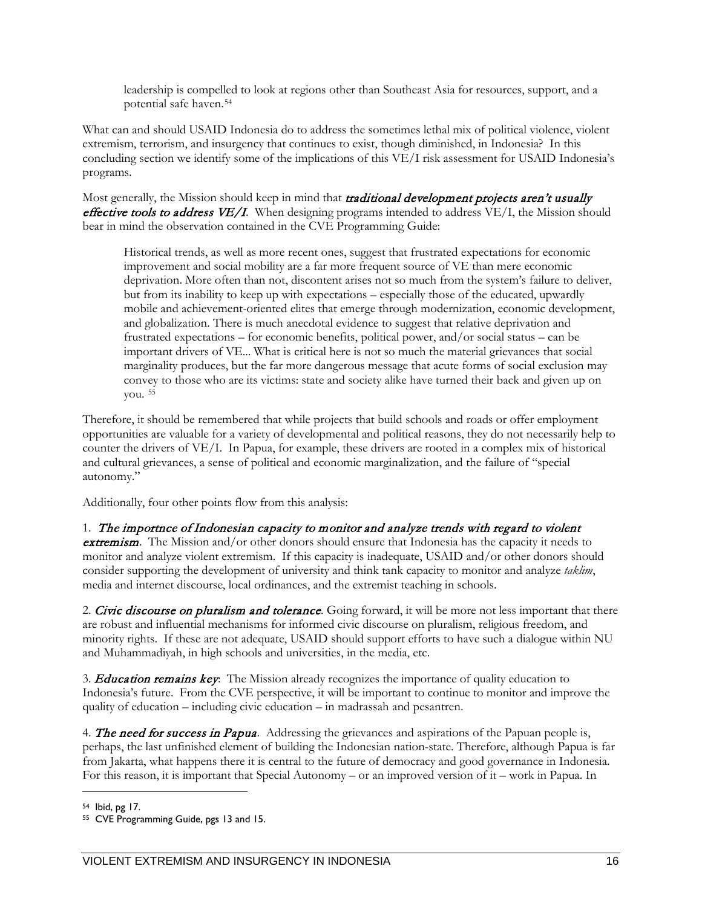> leadership is compelled to look at regions other than Southeast Asia for resources, support, and a potential safe haven.[54]

What can and should USAID Indonesia do to address the sometimes lethal mix of political violence, violent extremism, terrorism, and insurgency that continues to exist, though diminished, in Indonesia? In this concluding section we identify some of the implications of this VE/I risk assessment for USAID Indonesia's programs.

Most generally, the Mission should keep in mind that ***traditional development projects aren't usually effective tools to address VE/I***. When designing programs intended to address VE/I, the Mission should bear in mind the observation contained in the CVE Programming Guide:

> Historical trends, as well as more recent ones, suggest that frustrated expectations for economic improvement and social mobility are a far more frequent source of VE than mere economic deprivation. More often than not, discontent arises not so much from the system's failure to deliver, but from its inability to keep up with expectations – especially those of the educated, upwardly mobile and achievement-oriented elites that emerge through modernization, economic development, and globalization. There is much anecdotal evidence to suggest that relative deprivation and frustrated expectations – for economic benefits, political power, and/or social status – can be important drivers of VE... What is critical here is not so much the material grievances that social marginality produces, but the far more dangerous message that acute forms of social exclusion may convey to those who are its victims: state and society alike have turned their back and given up on you. [55]

Therefore, it should be remembered that while projects that build schools and roads or offer employment opportunities are valuable for a variety of developmental and political reasons, they do not necessarily help to counter the drivers of VE/I. In Papua, for example, these drivers are rooted in a complex mix of historical and cultural grievances, a sense of political and economic marginalization, and the failure of "special autonomy."

Additionally, four other points flow from this analysis:

1. ***The importnce of Indonesian capacity to monitor and analyze trends with regard to violent extremism***. The Mission and/or other donors should ensure that Indonesia has the capacity it needs to monitor and analyze violent extremism. If this capacity is inadequate, USAID and/or other donors should consider supporting the development of university and think tank capacity to monitor and analyze *taklim*, media and internet discourse, local ordinances, and the extremist teaching in schools.

2. ***Civic discourse on pluralism and tolerance***. Going forward, it will be more not less important that there are robust and influential mechanisms for informed civic discourse on pluralism, religious freedom, and minority rights. If these are not adequate, USAID should support efforts to have such a dialogue within NU and Muhammadiyah, in high schools and universities, in the media, etc.

3. ***Education remains key***: The Mission already recognizes the importance of quality education to Indonesia's future. From the CVE perspective, it will be important to continue to monitor and improve the quality of education – including civic education – in madrassah and pesantren.

4. ***The need for success in Papua***. Addressing the grievances and aspirations of the Papuan people is, perhaps, the last unfinished element of building the Indonesian nation-state. Therefore, although Papua is far from Jakarta, what happens there it is central to the future of democracy and good governance in Indonesia. For this reason, it is important that Special Autonomy – or an improved version of it – work in Papua. In

---

[54] Ibid, pg 17.

[55] CVE Programming Guide, pgs 13 and 15.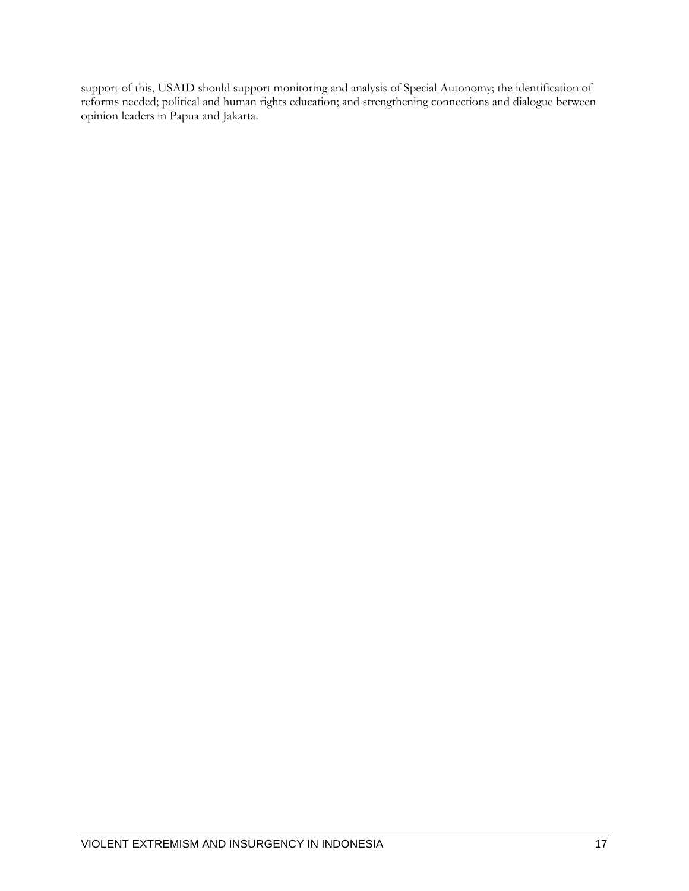support of this, USAID should support monitoring and analysis of Special Autonomy; the identification of reforms needed; political and human rights education; and strengthening connections and dialogue between opinion leaders in Papua and Jakarta.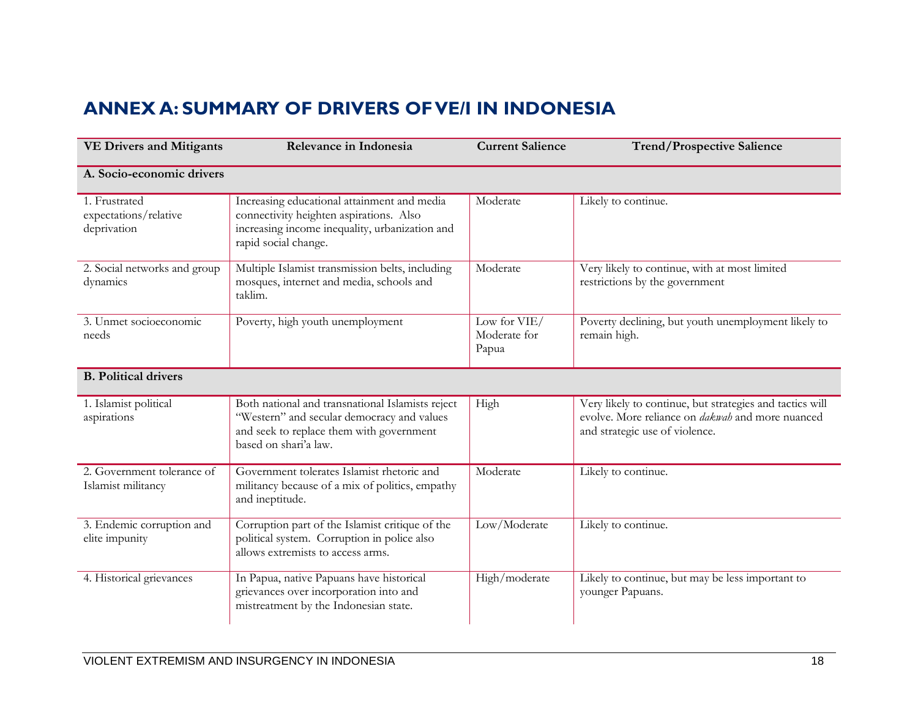## ANNEX A: SUMMARY OF DRIVERS OF VE/I IN INDONESIA

| VE Drivers and Mitigants | Relevance in Indonesia | Current Salience | Trend/Prospective Salience |
|---|---|---|---|
| **A. Socio-economic drivers** | | | |
| 1. Frustrated expectations/relative deprivation | Increasing educational attainment and media connectivity heighten aspirations. Also increasing income inequality, urbanization and rapid social change. | Moderate | Likely to continue. |
| 2. Social networks and group dynamics | Multiple Islamist transmission belts, including mosques, internet and media, schools and taklim. | Moderate | Very likely to continue, with at most limited restrictions by the government |
| 3. Unmet socioeconomic needs | Poverty, high youth unemployment | Low for VIE/ Moderate for Papua | Poverty declining, but youth unemployment likely to remain high. |
| **B. Political drivers** | | | |
| 1. Islamist political aspirations | Both national and transnational Islamists reject "Western" and secular democracy and values and seek to replace them with government based on shari'a law. | High | Very likely to continue, but strategies and tactics will evolve. More reliance on *dakwah* and more nuanced and strategic use of violence. |
| 2. Government tolerance of Islamist militancy | Government tolerates Islamist rhetoric and militancy because of a mix of politics, empathy and ineptitude. | Moderate | Likely to continue. |
| 3. Endemic corruption and elite impunity | Corruption part of the Islamist critique of the political system. Corruption in police also allows extremists to access arms. | Low/Moderate | Likely to continue. |
| 4. Historical grievances | In Papua, native Papuans have historical grievances over incorporation into and mistreatment by the Indonesian state. | High/moderate | Likely to continue, but may be less important to younger Papuans. |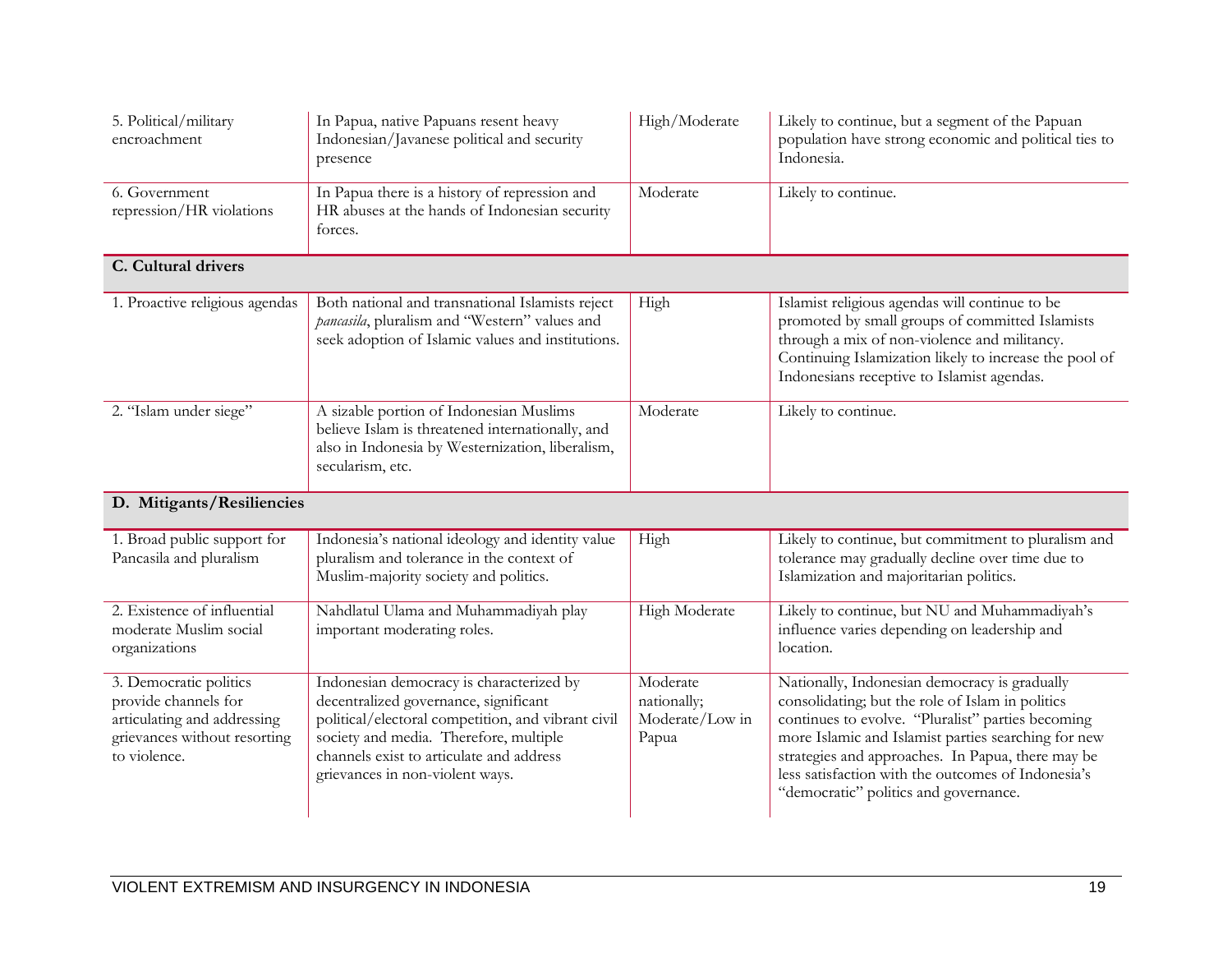| | | | |
|---|---|---|---|
| 5. Political/military encroachment | In Papua, native Papuans resent heavy Indonesian/Javanese political and security presence | High/Moderate | Likely to continue, but a segment of the Papuan population have strong economic and political ties to Indonesia. |
| 6. Government repression/HR violations | In Papua there is a history of repression and HR abuses at the hands of Indonesian security forces. | Moderate | Likely to continue. |
| **C. Cultural drivers** | | | |
| 1. Proactive religious agendas | Both national and transnational Islamists reject *pancasila*, pluralism and "Western" values and seek adoption of Islamic values and institutions. | High | Islamist religious agendas will continue to be promoted by small groups of committed Islamists through a mix of non-violence and militancy. Continuing Islamization likely to increase the pool of Indonesians receptive to Islamist agendas. |
| 2. "Islam under siege" | A sizable portion of Indonesian Muslims believe Islam is threatened internationally, and also in Indonesia by Westernization, liberalism, secularism, etc. | Moderate | Likely to continue. |
| **D. Mitigants/Resiliencies** | | | |
| 1. Broad public support for Pancasila and pluralism | Indonesia's national ideology and identity value pluralism and tolerance in the context of Muslim-majority society and politics. | High | Likely to continue, but commitment to pluralism and tolerance may gradually decline over time due to Islamization and majoritarian politics. |
| 2. Existence of influential moderate Muslim social organizations | Nahdlatul Ulama and Muhammadiyah play important moderating roles. | High Moderate | Likely to continue, but NU and Muhammadiyah's influence varies depending on leadership and location. |
| 3. Democratic politics provide channels for articulating and addressing grievances without resorting to violence. | Indonesian democracy is characterized by decentralized governance, significant political/electoral competition, and vibrant civil society and media. Therefore, multiple channels exist to articulate and address grievances in non-violent ways. | Moderate nationally; Moderate/Low in Papua | Nationally, Indonesian democracy is gradually consolidating; but the role of Islam in politics continues to evolve. "Pluralist" parties becoming more Islamic and Islamist parties searching for new strategies and approaches. In Papua, there may be less satisfaction with the outcomes of Indonesia's "democratic" politics and governance. |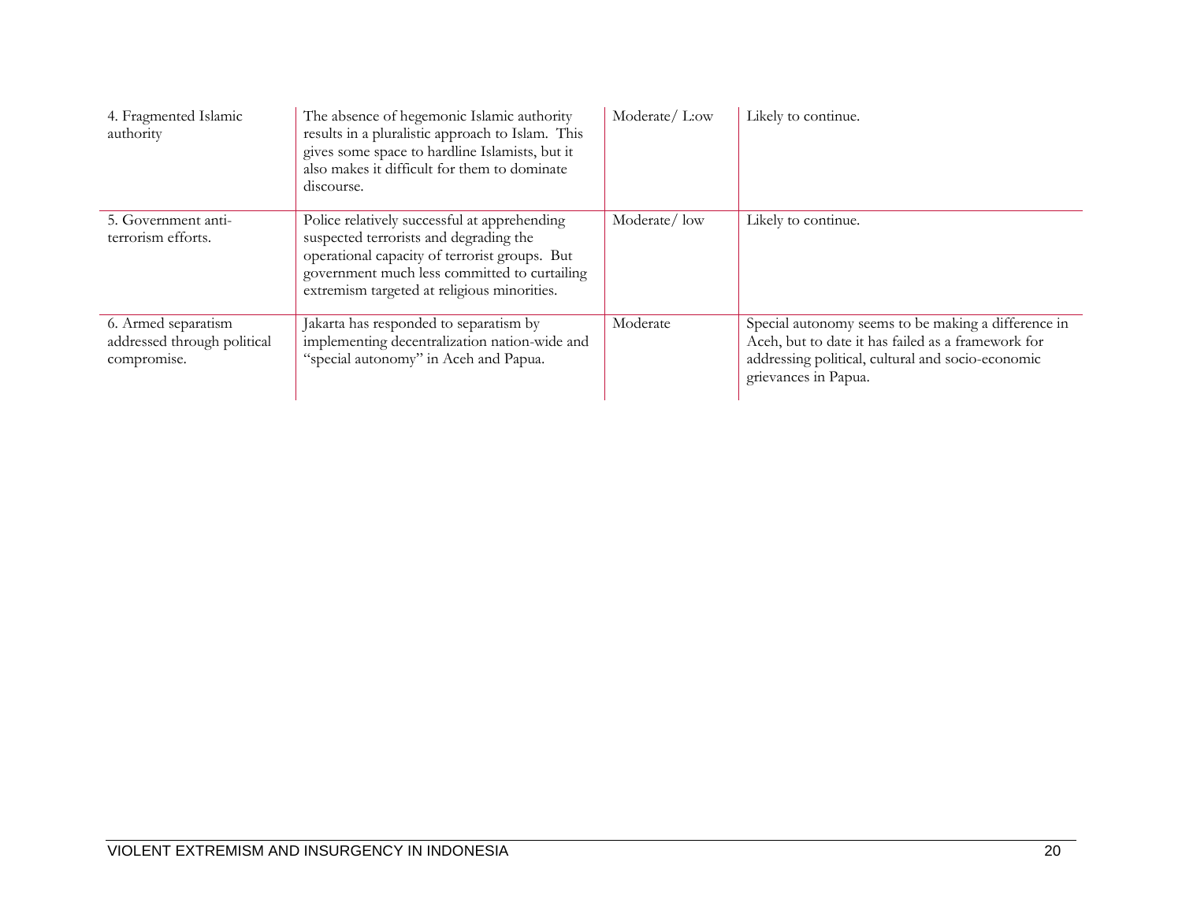| | | | |
|---|---|---|---|
| 4. Fragmented Islamic authority | The absence of hegemonic Islamic authority results in a pluralistic approach to Islam. This gives some space to hardline Islamists, but it also makes it difficult for them to dominate discourse. | Moderate/ L:ow | Likely to continue. |
| 5. Government anti-terrorism efforts. | Police relatively successful at apprehending suspected terrorists and degrading the operational capacity of terrorist groups. But government much less committed to curtailing extremism targeted at religious minorities. | Moderate/ low | Likely to continue. |
| 6. Armed separatism addressed through political compromise. | Jakarta has responded to separatism by implementing decentralization nation-wide and "special autonomy" in Aceh and Papua. | Moderate | Special autonomy seems to be making a difference in Aceh, but to date it has failed as a framework for addressing political, cultural and socio-economic grievances in Papua. |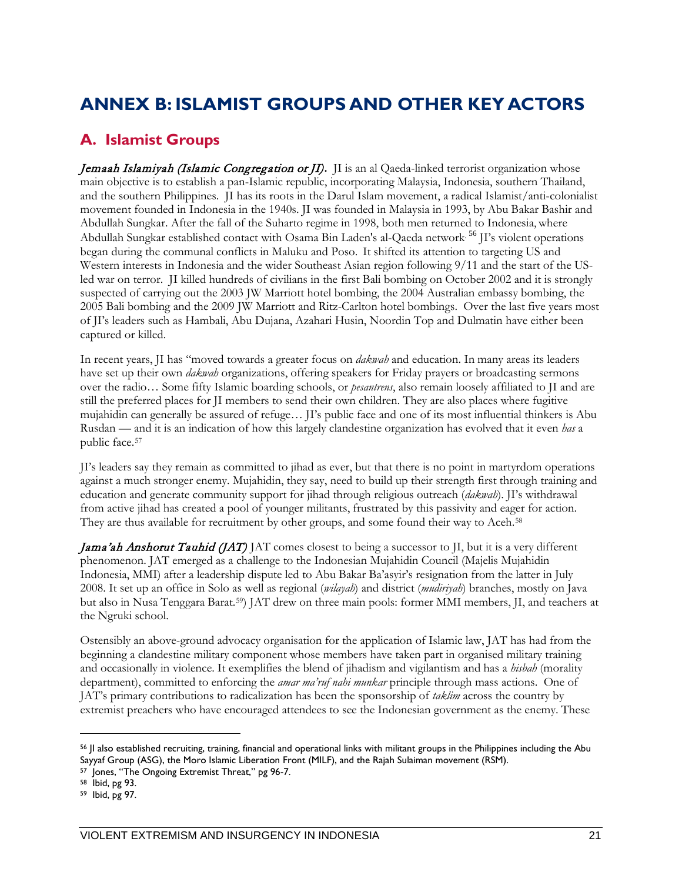# ANNEX B: ISLAMIST GROUPS AND OTHER KEY ACTORS

## A. Islamist Groups

***Jemaah Islamiyah (Islamic Congregation or JI).*** JI is an al Qaeda-linked terrorist organization whose main objective is to establish a pan-Islamic republic, incorporating Malaysia, Indonesia, southern Thailand, and the southern Philippines. JI has its roots in the Darul Islam movement, a radical Islamist/anti-colonialist movement founded in Indonesia in the 1940s. JI was founded in Malaysia in 1993, by Abu Bakar Bashir and Abdullah Sungkar. After the fall of the Suharto regime in 1998, both men returned to Indonesia, where Abdullah Sungkar established contact with Osama Bin Laden's al-Qaeda network.[56] JI's violent operations began during the communal conflicts in Maluku and Poso. It shifted its attention to targeting US and Western interests in Indonesia and the wider Southeast Asian region following 9/11 and the start of the US-led war on terror. JI killed hundreds of civilians in the first Bali bombing on October 2002 and it is strongly suspected of carrying out the 2003 JW Marriott hotel bombing, the 2004 Australian embassy bombing, the 2005 Bali bombing and the 2009 JW Marriott and Ritz-Carlton hotel bombings. Over the last five years most of JI's leaders such as Hambali, Abu Dujana, Azahari Husin, Noordin Top and Dulmatin have either been captured or killed.

In recent years, JI has "moved towards a greater focus on *dakwah* and education. In many areas its leaders have set up their own *dakwah* organizations, offering speakers for Friday prayers or broadcasting sermons over the radio… Some fifty Islamic boarding schools, or *pesantrens*, also remain loosely affiliated to JI and are still the preferred places for JI members to send their own children. They are also places where fugitive mujahidin can generally be assured of refuge… JI's public face and one of its most influential thinkers is Abu Rusdan — and it is an indication of how this largely clandestine organization has evolved that it even *has* a public face.[57]

JI's leaders say they remain as committed to jihad as ever, but that there is no point in martyrdom operations against a much stronger enemy. Mujahidin, they say, need to build up their strength first through training and education and generate community support for jihad through religious outreach (*dakwah*). JI's withdrawal from active jihad has created a pool of younger militants, frustrated by this passivity and eager for action. They are thus available for recruitment by other groups, and some found their way to Aceh.[58]

***Jama'ah Anshorut Tauhid (JAT)*** JAT comes closest to being a successor to JI, but it is a very different phenomenon. JAT emerged as a challenge to the Indonesian Mujahidin Council (Majelis Mujahidin Indonesia, MMI) after a leadership dispute led to Abu Bakar Ba'asyir's resignation from the latter in July 2008. It set up an office in Solo as well as regional (*wilayah*) and district (*mudiriyah*) branches, mostly on Java but also in Nusa Tenggara Barat.[59]) JAT drew on three main pools: former MMI members, JI, and teachers at the Ngruki school.

Ostensibly an above-ground advocacy organisation for the application of Islamic law, JAT has had from the beginning a clandestine military component whose members have taken part in organised military training and occasionally in violence. It exemplifies the blend of jihadism and vigilantism and has a *hisbah* (morality department), committed to enforcing the *amar ma'ruf nahi munkar* principle through mass actions. One of JAT's primary contributions to radicalization has been the sponsorship of *taklim* across the country by extremist preachers who have encouraged attendees to see the Indonesian government as the enemy. These

---

[56] JI also established recruiting, training, financial and operational links with militant groups in the Philippines including the Abu Sayyaf Group (ASG), the Moro Islamic Liberation Front (MILF), and the Rajah Sulaiman movement (RSM).

[57] Jones, "The Ongoing Extremist Threat," pg 96-7.

[58] Ibid, pg 93.

[59] Ibid, pg 97.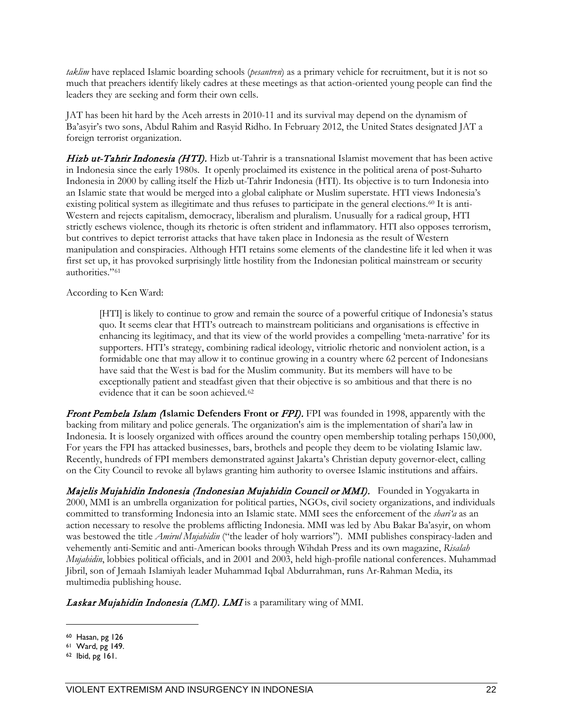*taklim* have replaced Islamic boarding schools (*pesantren*) as a primary vehicle for recruitment, but it is not so much that preachers identify likely cadres at these meetings as that action-oriented young people can find the leaders they are seeking and form their own cells.

JAT has been hit hard by the Aceh arrests in 2010-11 and its survival may depend on the dynamism of Ba'asyir's two sons, Abdul Rahim and Rasyid Ridho. In February 2012, the United States designated JAT a foreign terrorist organization.

***Hizb ut-Tahrir Indonesia (HTI).*** Hizb ut-Tahrir is a transnational Islamist movement that has been active in Indonesia since the early 1980s. It openly proclaimed its existence in the political arena of post-Suharto Indonesia in 2000 by calling itself the Hizb ut-Tahrir Indonesia (HTI). Its objective is to turn Indonesia into an Islamic state that would be merged into a global caliphate or Muslim superstate. HTI views Indonesia's existing political system as illegitimate and thus refuses to participate in the general elections.[60] It is anti-Western and rejects capitalism, democracy, liberalism and pluralism. Unusually for a radical group, HTI strictly eschews violence, though its rhetoric is often strident and inflammatory. HTI also opposes terrorism, but contrives to depict terrorist attacks that have taken place in Indonesia as the result of Western manipulation and conspiracies. Although HTI retains some elements of the clandestine life it led when it was first set up, it has provoked surprisingly little hostility from the Indonesian political mainstream or security authorities."[61]

According to Ken Ward:

> [HTI] is likely to continue to grow and remain the source of a powerful critique of Indonesia's status quo. It seems clear that HTI's outreach to mainstream politicians and organisations is effective in enhancing its legitimacy, and that its view of the world provides a compelling 'meta-narrative' for its supporters. HTI's strategy, combining radical ideology, vitriolic rhetoric and nonviolent action, is a formidable one that may allow it to continue growing in a country where 62 percent of Indonesians have said that the West is bad for the Muslim community. But its members will have to be exceptionally patient and steadfast given that their objective is so ambitious and that there is no evidence that it can be soon achieved.[62]

***Front Pembela Islam (*****Islamic Defenders Front or *****FPI).*** FPI was founded in 1998, apparently with the backing from military and police generals. The organization's aim is the implementation of shari'a law in Indonesia. It is loosely organized with offices around the country open membership totaling perhaps 150,000, For years the FPI has attacked businesses, bars, brothels and people they deem to be violating Islamic law. Recently, hundreds of FPI members demonstrated against Jakarta's Christian deputy governor-elect, calling on the City Council to revoke all bylaws granting him authority to oversee Islamic institutions and affairs.

***Majelis Mujahidin Indonesia (Indonesian Mujahidin Council or MMI).*** Founded in Yogyakarta in 2000, MMI is an umbrella organization for political parties, NGOs, civil society organizations, and individuals committed to transforming Indonesia into an Islamic state. MMI sees the enforcement of the *shari'a* as an action necessary to resolve the problems afflicting Indonesia. MMI was led by Abu Bakar Ba'asyir, on whom was bestowed the title *Amirul Mujahidin* ("the leader of holy warriors"). MMI publishes conspiracy-laden and vehemently anti-Semitic and anti-American books through Wihdah Press and its own magazine, *Risalah Mujahidin*, lobbies political officials, and in 2001 and 2003, held high-profile national conferences. Muhammad Jibril, son of Jemaah Islamiyah leader Muhammad Iqbal Abdurrahman, runs Ar-Rahman Media, its multimedia publishing house.

***Laskar Mujahidin Indonesia (LMI). LMI*** is a paramilitary wing of MMI.

---

[60] Hasan, pg 126

[61] Ward, pg 149.

[62] Ibid, pg 161.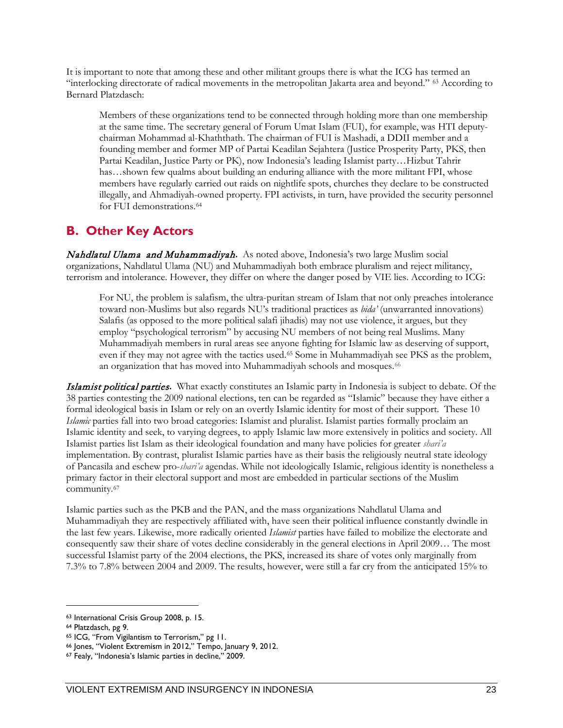It is important to note that among these and other militant groups there is what the ICG has termed an "interlocking directorate of radical movements in the metropolitan Jakarta area and beyond." [63] According to Bernard Platzdasch:

> Members of these organizations tend to be connected through holding more than one membership at the same time. The secretary general of Forum Umat Islam (FUI), for example, was HTI deputy-chairman Mohammad al-Khaththath. The chairman of FUI is Mashadi, a DDII member and a founding member and former MP of Partai Keadilan Sejahtera (Justice Prosperity Party, PKS, then Partai Keadilan, Justice Party or PK), now Indonesia's leading Islamist party…Hizbut Tahrir has…shown few qualms about building an enduring alliance with the more militant FPI, whose members have regularly carried out raids on nightlife spots, churches they declare to be constructed illegally, and Ahmadiyah-owned property. FPI activists, in turn, have provided the security personnel for FUI demonstrations.[64]

## B. Other Key Actors

***Nahdlatul Ulama and Muhammadiyah.*** As noted above, Indonesia's two large Muslim social organizations, Nahdlatul Ulama (NU) and Muhammadiyah both embrace pluralism and reject militancy, terrorism and intolerance. However, they differ on where the danger posed by VIE lies. According to ICG:

> For NU, the problem is salafism, the ultra-puritan stream of Islam that not only preaches intolerance toward non-Muslims but also regards NU's traditional practices as *bida'* (unwarranted innovations) Salafis (as opposed to the more political salafi jihadis) may not use violence, it argues, but they employ "psychological terrorism" by accusing NU members of not being real Muslims. Many Muhammadiyah members in rural areas see anyone fighting for Islamic law as deserving of support, even if they may not agree with the tactics used.[65] Some in Muhammadiyah see PKS as the problem, an organization that has moved into Muhammadiyah schools and mosques.[66]

***Islamist political parties.*** What exactly constitutes an Islamic party in Indonesia is subject to debate. Of the 38 parties contesting the 2009 national elections, ten can be regarded as "Islamic" because they have either a formal ideological basis in Islam or rely on an overtly Islamic identity for most of their support. These 10 *Islamic* parties fall into two broad categories: Islamist and pluralist. Islamist parties formally proclaim an Islamic identity and seek, to varying degrees, to apply Islamic law more extensively in politics and society. All Islamist parties list Islam as their ideological foundation and many have policies for greater *shari'a* implementation. By contrast, pluralist Islamic parties have as their basis the religiously neutral state ideology of Pancasila and eschew pro-*shari'a* agendas. While not ideologically Islamic, religious identity is nonetheless a primary factor in their electoral support and most are embedded in particular sections of the Muslim community.[67]

Islamic parties such as the PKB and the PAN, and the mass organizations Nahdlatul Ulama and Muhammadiyah they are respectively affiliated with, have seen their political influence constantly dwindle in the last few years. Likewise, more radically oriented *Islamist* parties have failed to mobilize the electorate and consequently saw their share of votes decline considerably in the general elections in April 2009… The most successful Islamist party of the 2004 elections, the PKS, increased its share of votes only marginally from 7.3% to 7.8% between 2004 and 2009. The results, however, were still a far cry from the anticipated 15% to

---

[63] International Crisis Group 2008, p. 15.

[64] Platzdasch, pg 9.

[65] ICG, "From Vigilantism to Terrorism," pg 11.

[66] Jones, "Violent Extremism in 2012," Tempo, January 9, 2012.

[67] Fealy, "Indonesia's Islamic parties in decline," 2009.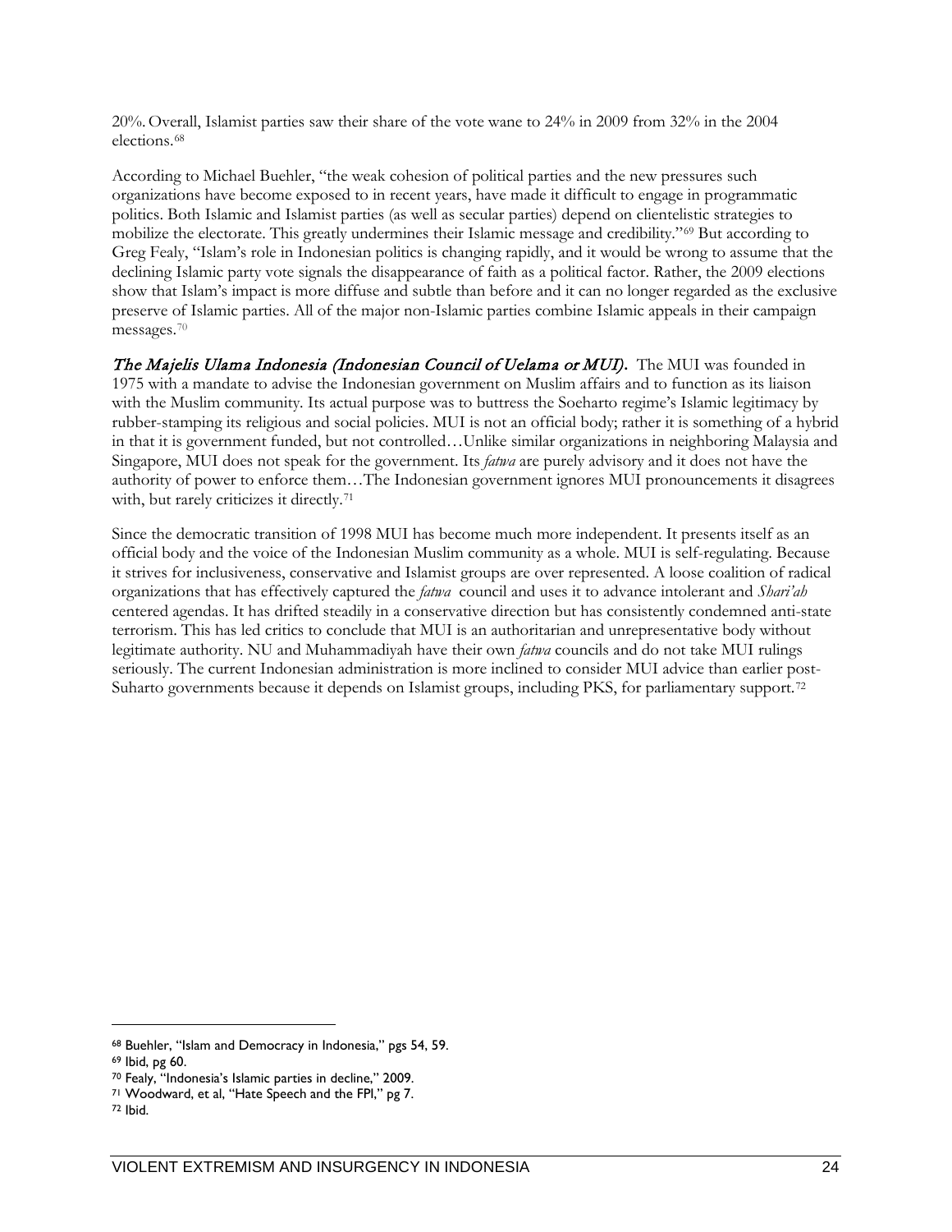20%. Overall, Islamist parties saw their share of the vote wane to 24% in 2009 from 32% in the 2004 elections.[68]

According to Michael Buehler, "the weak cohesion of political parties and the new pressures such organizations have become exposed to in recent years, have made it difficult to engage in programmatic politics. Both Islamic and Islamist parties (as well as secular parties) depend on clientelistic strategies to mobilize the electorate. This greatly undermines their Islamic message and credibility."[69] But according to Greg Fealy, "Islam's role in Indonesian politics is changing rapidly, and it would be wrong to assume that the declining Islamic party vote signals the disappearance of faith as a political factor. Rather, the 2009 elections show that Islam's impact is more diffuse and subtle than before and it can no longer regarded as the exclusive preserve of Islamic parties. All of the major non-Islamic parties combine Islamic appeals in their campaign messages.[70]

***The Majelis Ulama Indonesia (Indonesian Council of Uelama or MUI).*** The MUI was founded in 1975 with a mandate to advise the Indonesian government on Muslim affairs and to function as its liaison with the Muslim community. Its actual purpose was to buttress the Soeharto regime's Islamic legitimacy by rubber-stamping its religious and social policies. MUI is not an official body; rather it is something of a hybrid in that it is government funded, but not controlled…Unlike similar organizations in neighboring Malaysia and Singapore, MUI does not speak for the government. Its *fatwa* are purely advisory and it does not have the authority of power to enforce them…The Indonesian government ignores MUI pronouncements it disagrees with, but rarely criticizes it directly.[71]

Since the democratic transition of 1998 MUI has become much more independent. It presents itself as an official body and the voice of the Indonesian Muslim community as a whole. MUI is self-regulating. Because it strives for inclusiveness, conservative and Islamist groups are over represented. A loose coalition of radical organizations that has effectively captured the *fatwa* council and uses it to advance intolerant and *Shari'ah* centered agendas. It has drifted steadily in a conservative direction but has consistently condemned anti-state terrorism. This has led critics to conclude that MUI is an authoritarian and unrepresentative body without legitimate authority. NU and Muhammadiyah have their own *fatwa* councils and do not take MUI rulings seriously. The current Indonesian administration is more inclined to consider MUI advice than earlier post-Suharto governments because it depends on Islamist groups, including PKS, for parliamentary support.[72]

---

[68] Buehler, "Islam and Democracy in Indonesia," pgs 54, 59.
[69] Ibid, pg 60.
[70] Fealy, "Indonesia's Islamic parties in decline," 2009.
[71] Woodward, et al, "Hate Speech and the FPI," pg 7.
[72] Ibid.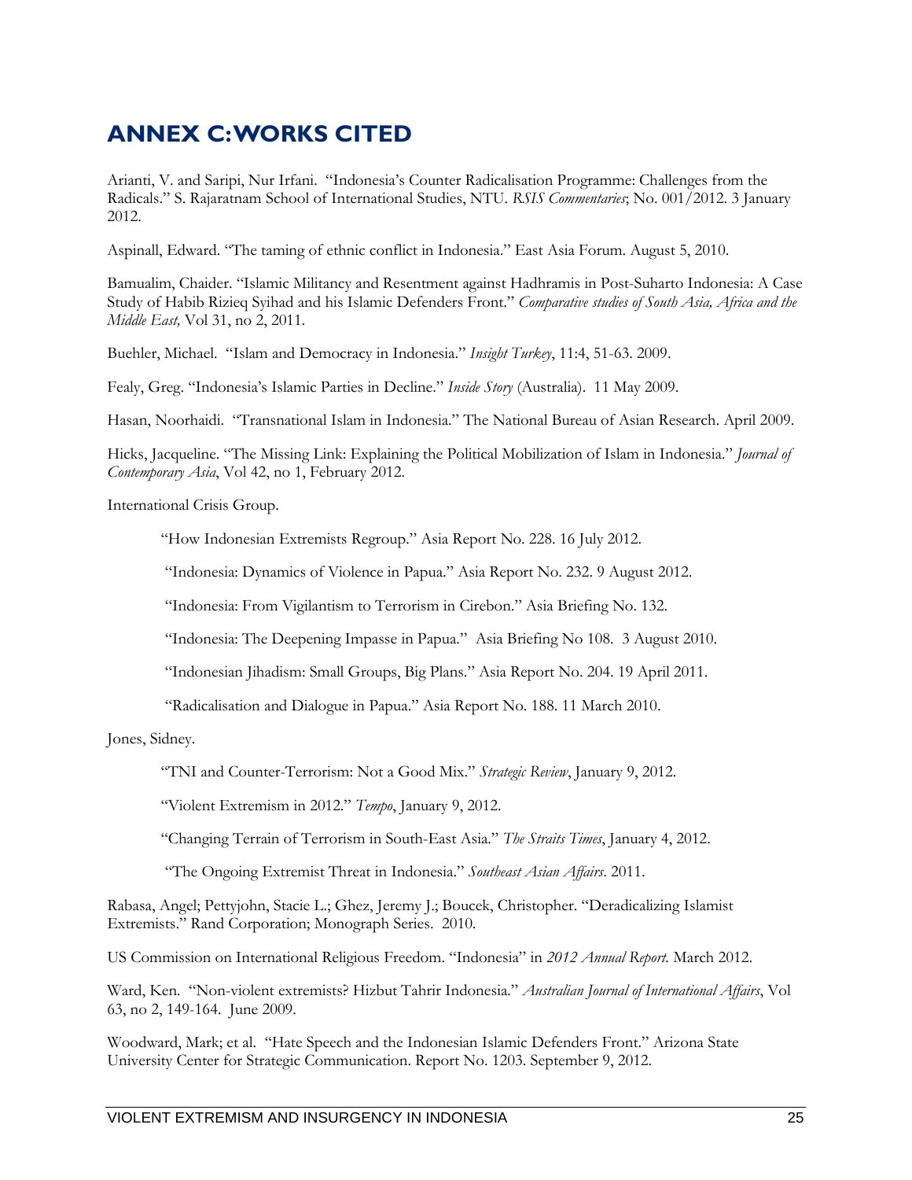# ANNEX C: WORKS CITED

Arianti, V. and Saripi, Nur Irfani. "Indonesia's Counter Radicalisation Programme: Challenges from the Radicals." S. Rajaratnam School of International Studies, NTU. *RSIS Commentaries*; No. 001/2012. 3 January 2012.

Aspinall, Edward. "The taming of ethnic conflict in Indonesia." East Asia Forum. August 5, 2010.

Bamualim, Chaider. "Islamic Militancy and Resentment against Hadhramis in Post-Suharto Indonesia: A Case Study of Habib Rizieq Syihad and his Islamic Defenders Front." *Comparative studies of South Asia, Africa and the Middle East,* Vol 31, no 2, 2011.

Buehler, Michael. "Islam and Democracy in Indonesia." *Insight Turkey*, 11:4, 51-63. 2009.

Fealy, Greg. "Indonesia's Islamic Parties in Decline." *Inside Story* (Australia). 11 May 2009.

Hasan, Noorhaidi. "Transnational Islam in Indonesia." The National Bureau of Asian Research. April 2009.

Hicks, Jacqueline. "The Missing Link: Explaining the Political Mobilization of Islam in Indonesia." *Journal of Contemporary Asia*, Vol 42, no 1, February 2012.

International Crisis Group.

"How Indonesian Extremists Regroup." Asia Report No. 228. 16 July 2012.

"Indonesia: Dynamics of Violence in Papua." Asia Report No. 232. 9 August 2012.

"Indonesia: From Vigilantism to Terrorism in Cirebon." Asia Briefing No. 132.

"Indonesia: The Deepening Impasse in Papua." Asia Briefing No 108. 3 August 2010.

"Indonesian Jihadism: Small Groups, Big Plans." Asia Report No. 204. 19 April 2011.

"Radicalisation and Dialogue in Papua." Asia Report No. 188. 11 March 2010.

Jones, Sidney.

"TNI and Counter-Terrorism: Not a Good Mix." *Strategic Review*, January 9, 2012.

"Violent Extremism in 2012." *Tempo*, January 9, 2012.

"Changing Terrain of Terrorism in South-East Asia." *The Straits Times*, January 4, 2012.

"The Ongoing Extremist Threat in Indonesia." *Southeast Asian Affairs*. 2011.

Rabasa, Angel; Pettyjohn, Stacie L.; Ghez, Jeremy J.; Boucek, Christopher. "Deradicalizing Islamist Extremists." Rand Corporation; Monograph Series. 2010.

US Commission on International Religious Freedom. "Indonesia" in *2012 Annual Report*. March 2012.

Ward, Ken. "Non-violent extremists? Hizbut Tahrir Indonesia." *Australian Journal of International Affairs*, Vol 63, no 2, 149-164. June 2009.

Woodward, Mark; et al. "Hate Speech and the Indonesian Islamic Defenders Front." Arizona State University Center for Strategic Communication. Report No. 1203. September 9, 2012.